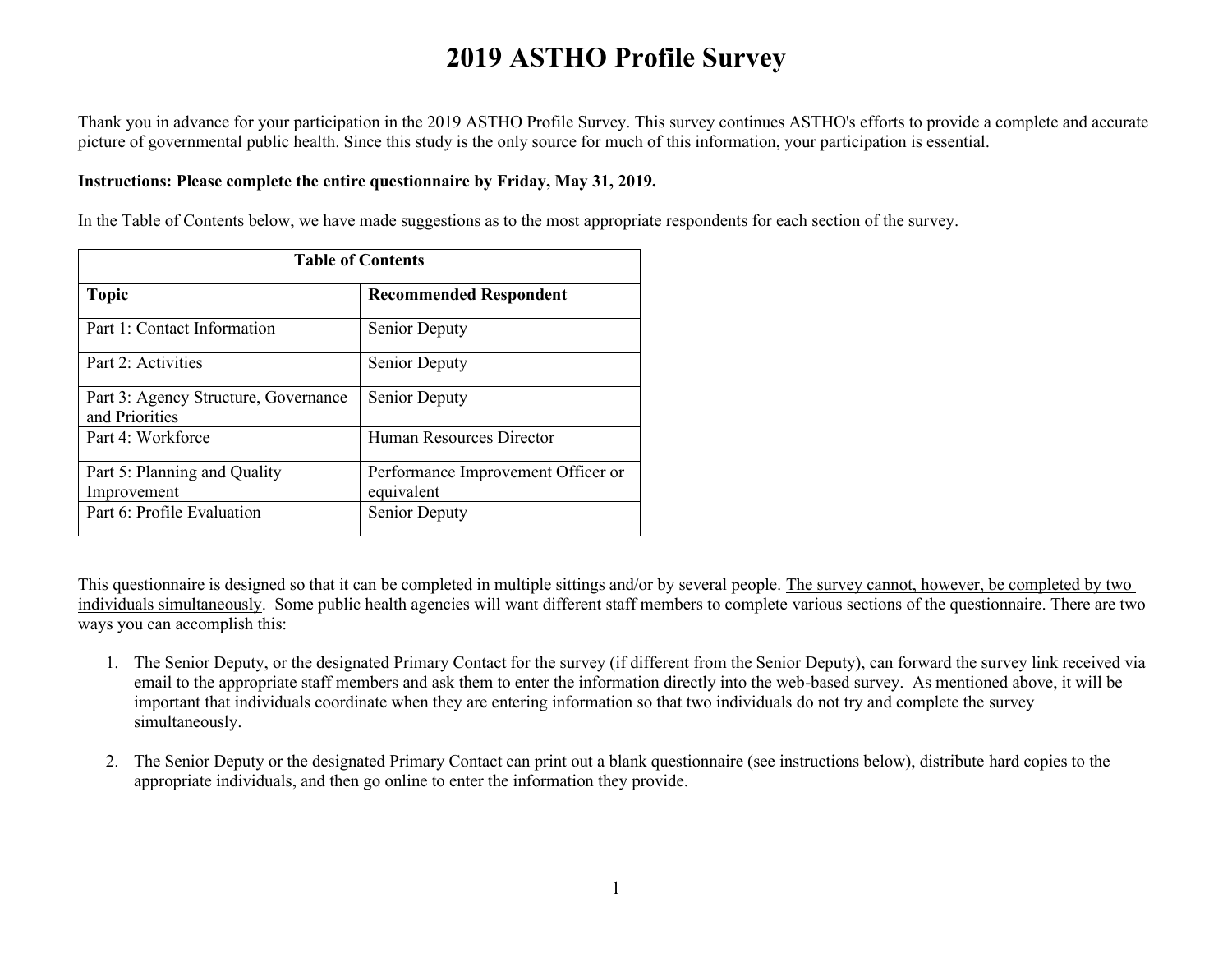# 2019 ASTHO Profile Survey

Thank you in advance for your participation in the 2019 ASTHO Profile Survey. This survey continues ASTHO's efforts to provide a complete and accurate picture of governmental public health. Since this study is the only source for much of this information, your participation is essential.

**Instructions: Please complete the entire questionnaire by Friday, May 31, 2019.**

In the Table of Contents below, we have made suggestions as to the most appropriate respondents for each section of the survey.

| Table of Contents | |
|---|---|
| **Topic** | **Recommended Respondent** |
| Part 1: Contact Information | Senior Deputy |
| Part 2: Activities | Senior Deputy |
| Part 3: Agency Structure, Governance and Priorities | Senior Deputy |
| Part 4: Workforce | Human Resources Director |
| Part 5: Planning and Quality Improvement | Performance Improvement Officer or equivalent |
| Part 6: Profile Evaluation | Senior Deputy |

This questionnaire is designed so that it can be completed in multiple sittings and/or by several people. <u>The survey cannot, however, be completed by two individuals simultaneously</u>. Some public health agencies will want different staff members to complete various sections of the questionnaire. There are two ways you can accomplish this:

1. The Senior Deputy, or the designated Primary Contact for the survey (if different from the Senior Deputy), can forward the survey link received via email to the appropriate staff members and ask them to enter the information directly into the web-based survey. As mentioned above, it will be important that individuals coordinate when they are entering information so that two individuals do not try and complete the survey simultaneously.

2. The Senior Deputy or the designated Primary Contact can print out a blank questionnaire (see instructions below), distribute hard copies to the appropriate individuals, and then go online to enter the information they provide.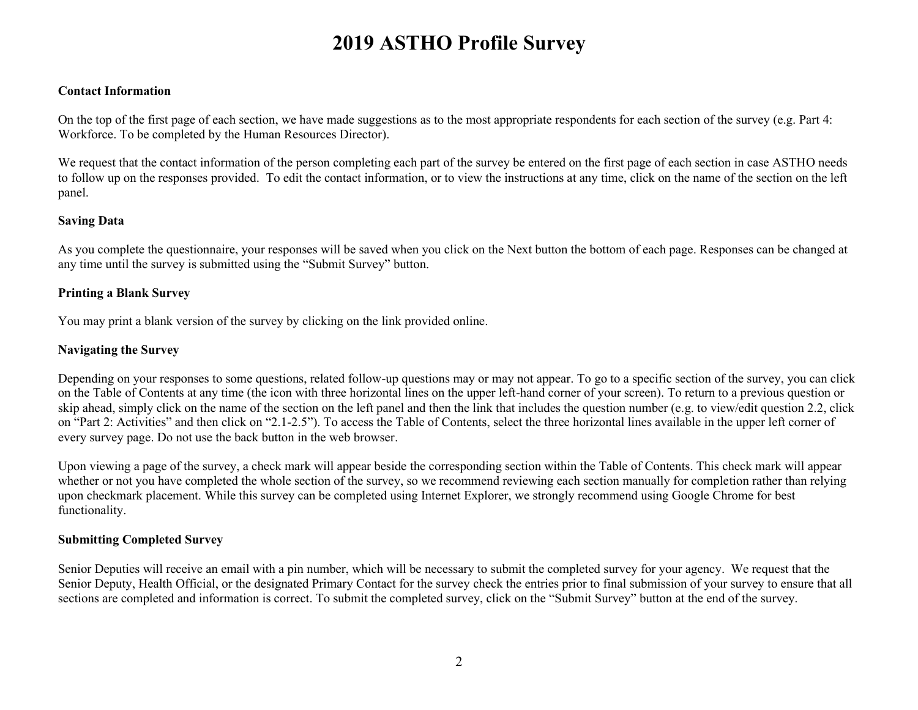# 2019 ASTHO Profile Survey

**Contact Information**

On the top of the first page of each section, we have made suggestions as to the most appropriate respondents for each section of the survey (e.g. Part 4: Workforce. To be completed by the Human Resources Director).

We request that the contact information of the person completing each part of the survey be entered on the first page of each section in case ASTHO needs to follow up on the responses provided. To edit the contact information, or to view the instructions at any time, click on the name of the section on the left panel.

**Saving Data**

As you complete the questionnaire, your responses will be saved when you click on the Next button the bottom of each page. Responses can be changed at any time until the survey is submitted using the "Submit Survey" button.

**Printing a Blank Survey**

You may print a blank version of the survey by clicking on the link provided online.

**Navigating the Survey**

Depending on your responses to some questions, related follow-up questions may or may not appear. To go to a specific section of the survey, you can click on the Table of Contents at any time (the icon with three horizontal lines on the upper left-hand corner of your screen). To return to a previous question or skip ahead, simply click on the name of the section on the left panel and then the link that includes the question number (e.g. to view/edit question 2.2, click on "Part 2: Activities" and then click on "2.1-2.5"). To access the Table of Contents, select the three horizontal lines available in the upper left corner of every survey page. Do not use the back button in the web browser.

Upon viewing a page of the survey, a check mark will appear beside the corresponding section within the Table of Contents. This check mark will appear whether or not you have completed the whole section of the survey, so we recommend reviewing each section manually for completion rather than relying upon checkmark placement. While this survey can be completed using Internet Explorer, we strongly recommend using Google Chrome for best functionality.

**Submitting Completed Survey**

Senior Deputies will receive an email with a pin number, which will be necessary to submit the completed survey for your agency. We request that the Senior Deputy, Health Official, or the designated Primary Contact for the survey check the entries prior to final submission of your survey to ensure that all sections are completed and information is correct. To submit the completed survey, click on the "Submit Survey" button at the end of the survey.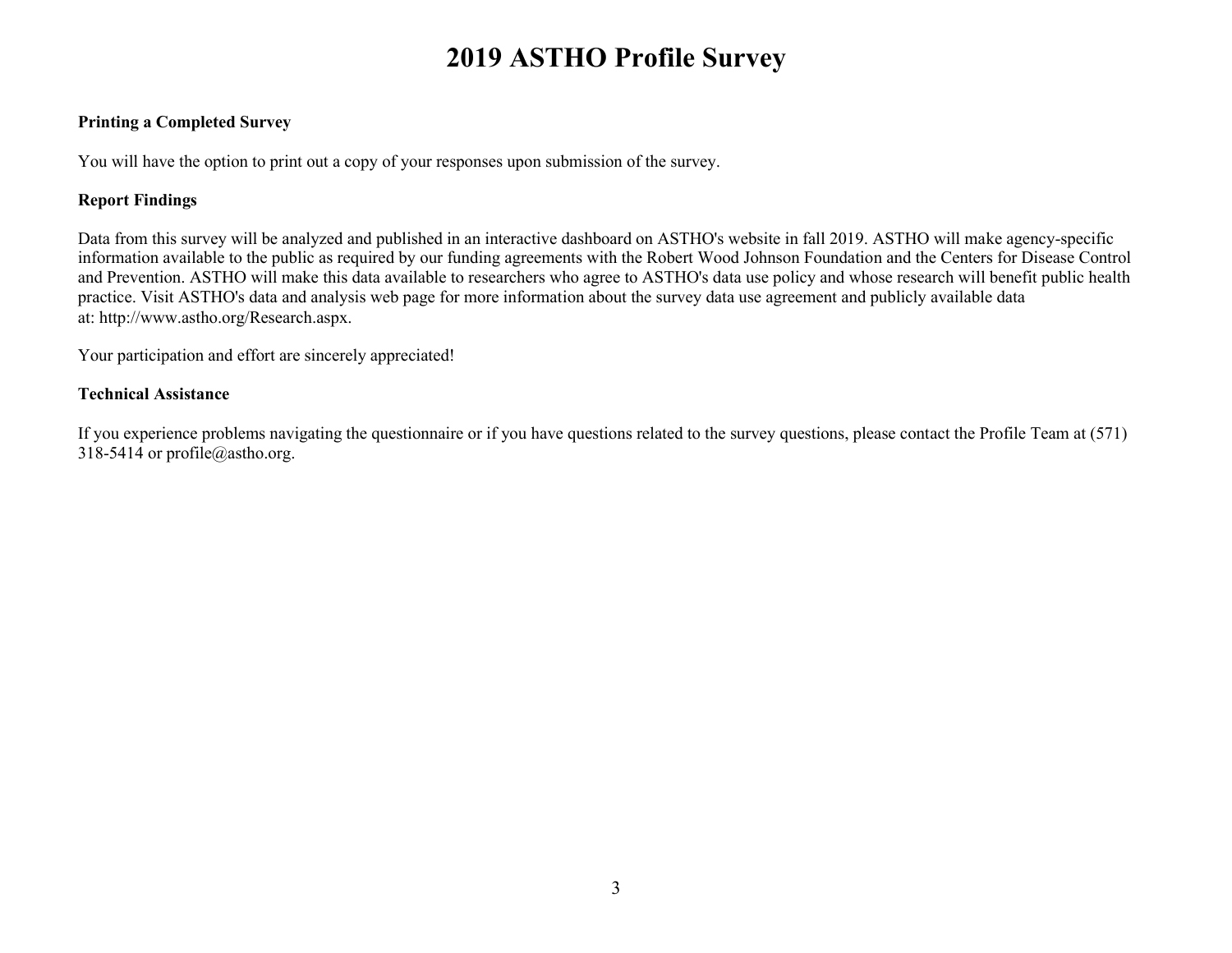# 2019 ASTHO Profile Survey

**Printing a Completed Survey**

You will have the option to print out a copy of your responses upon submission of the survey.

**Report Findings**

Data from this survey will be analyzed and published in an interactive dashboard on ASTHO's website in fall 2019. ASTHO will make agency-specific information available to the public as required by our funding agreements with the Robert Wood Johnson Foundation and the Centers for Disease Control and Prevention. ASTHO will make this data available to researchers who agree to ASTHO's data use policy and whose research will benefit public health practice. Visit ASTHO's data and analysis web page for more information about the survey data use agreement and publicly available data at: http://www.astho.org/Research.aspx.

Your participation and effort are sincerely appreciated!

**Technical Assistance**

If you experience problems navigating the questionnaire or if you have questions related to the survey questions, please contact the Profile Team at (571) 318-5414 or profile@astho.org.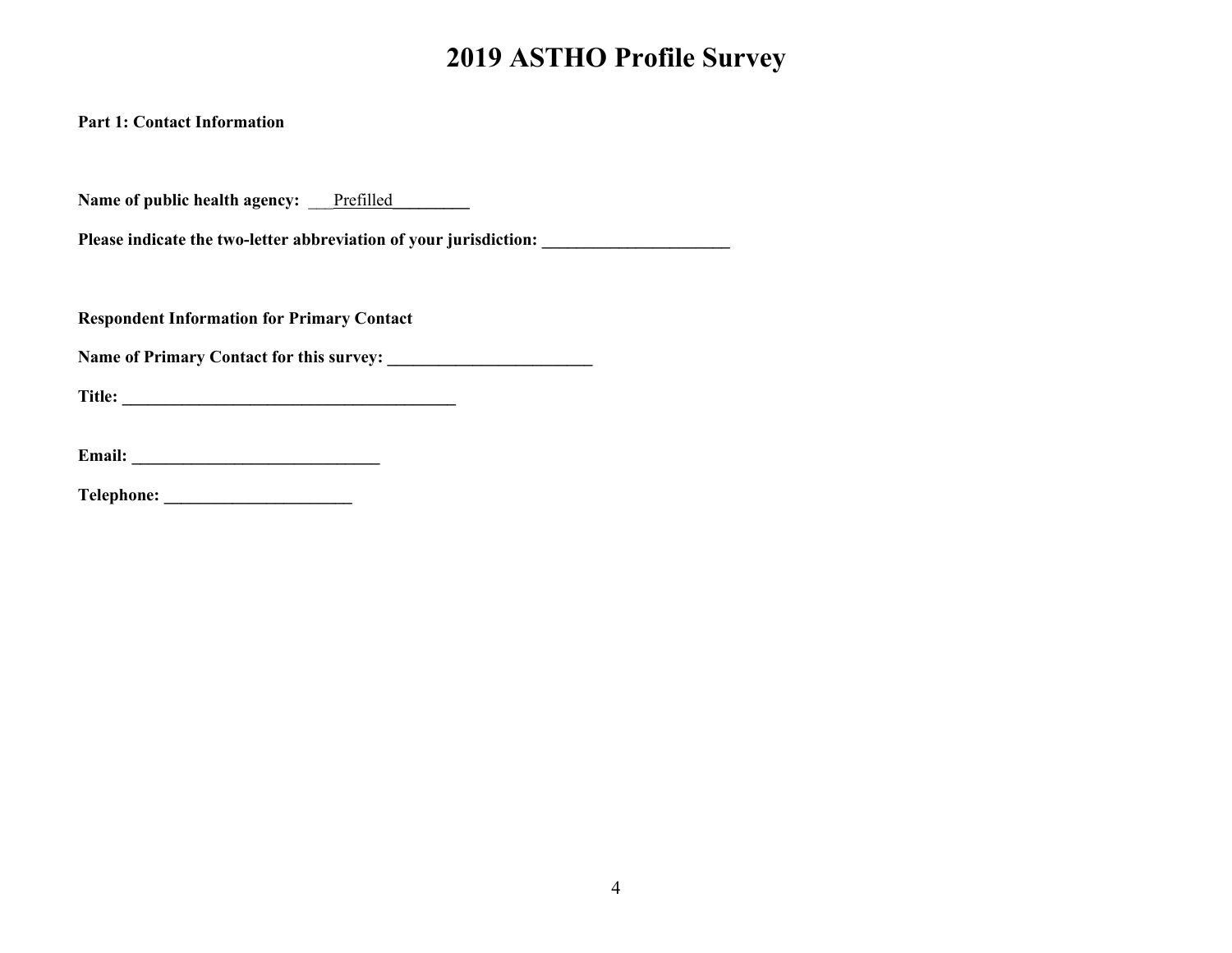# 2019 ASTHO Profile Survey

**Part 1: Contact Information**

**Name of public health agency:** ___Prefilled_________

**Please indicate the two-letter abbreviation of your jurisdiction: ______________________**

**Respondent Information for Primary Contact**

**Name of Primary Contact for this survey: ________________________**

**Title: _______________________________________**

**Email: _____________________________**

**Telephone: ______________________**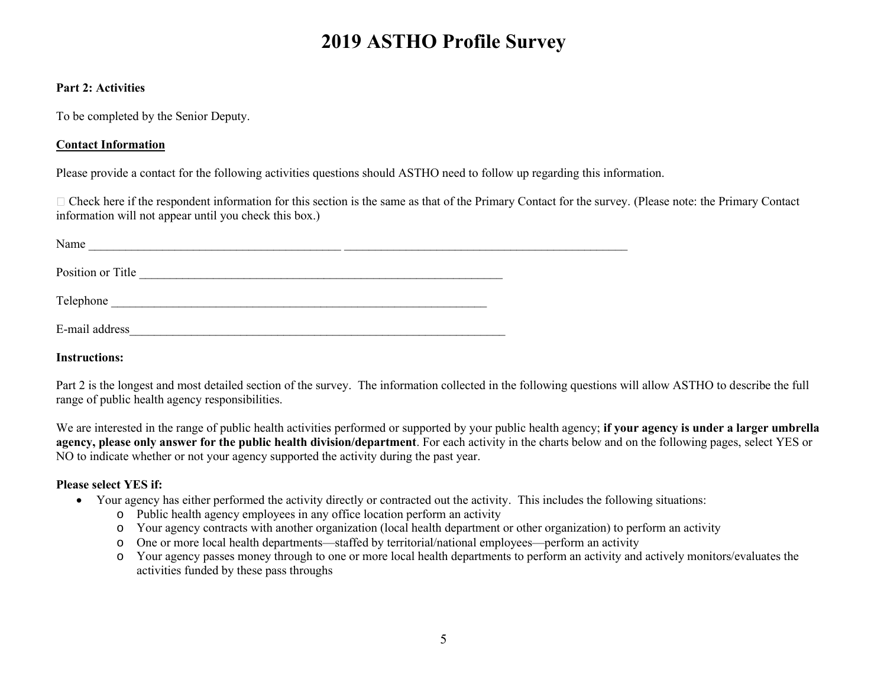# 2019 ASTHO Profile Survey

**Part 2: Activities**

To be completed by the Senior Deputy.

**<u>Contact Information</u>**

Please provide a contact for the following activities questions should ASTHO need to follow up regarding this information.

☐ Check here if the respondent information for this section is the same as that of the Primary Contact for the survey. (Please note: the Primary Contact information will not appear until you check this box.)

Name ________________________________________ _____________________________________________

Position or Title ___________________________________________________________

Telephone ______________________________________________________________

E-mail address______________________________________________________________

**Instructions:**

Part 2 is the longest and most detailed section of the survey. The information collected in the following questions will allow ASTHO to describe the full range of public health agency responsibilities.

We are interested in the range of public health activities performed or supported by your public health agency; **if your agency is under a larger umbrella agency, please only answer for the public health division/department**. For each activity in the charts below and on the following pages, select YES or NO to indicate whether or not your agency supported the activity during the past year.

**Please select YES if:**

- Your agency has either performed the activity directly or contracted out the activity. This includes the following situations:
  - Public health agency employees in any office location perform an activity
  - Your agency contracts with another organization (local health department or other organization) to perform an activity
  - One or more local health departments—staffed by territorial/national employees—perform an activity
  - Your agency passes money through to one or more local health departments to perform an activity and actively monitors/evaluates the activities funded by these pass throughs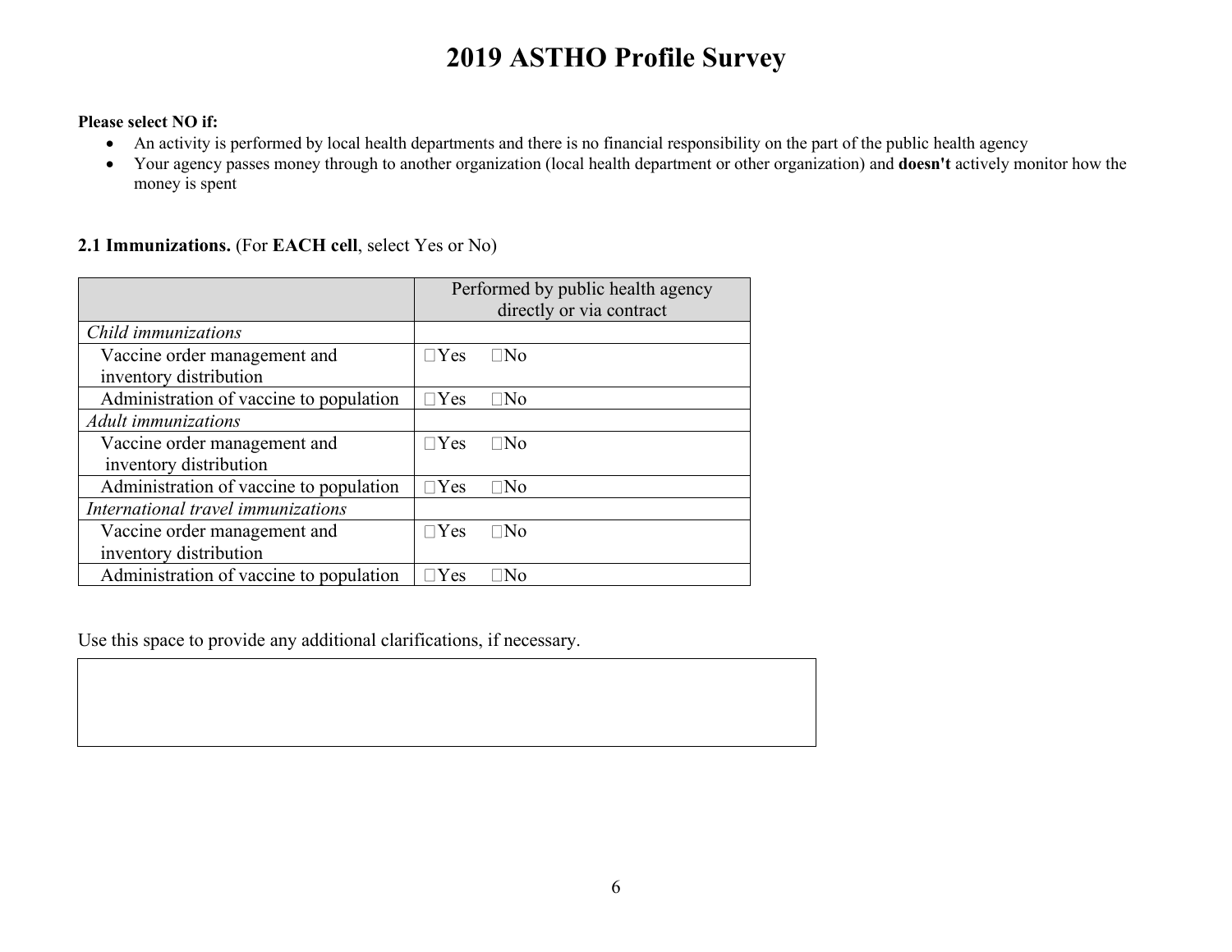# 2019 ASTHO Profile Survey

**Please select NO if:**

- An activity is performed by local health departments and there is no financial responsibility on the part of the public health agency
- Your agency passes money through to another organization (local health department or other organization) and **doesn't** actively monitor how the money is spent

**2.1 Immunizations.** (For **EACH cell**, select Yes or No)

| | Performed by public health agency directly or via contract |
|---|---|
| *Child immunizations* | |
| Vaccine order management and inventory distribution | ☐Yes ☐No |
| Administration of vaccine to population | ☐Yes ☐No |
| *Adult immunizations* | |
| Vaccine order management and inventory distribution | ☐Yes ☐No |
| Administration of vaccine to population | ☐Yes ☐No |
| *International travel immunizations* | |
| Vaccine order management and inventory distribution | ☐Yes ☐No |
| Administration of vaccine to population | ☐Yes ☐No |

Use this space to provide any additional clarifications, if necessary.

| |
|---|
| |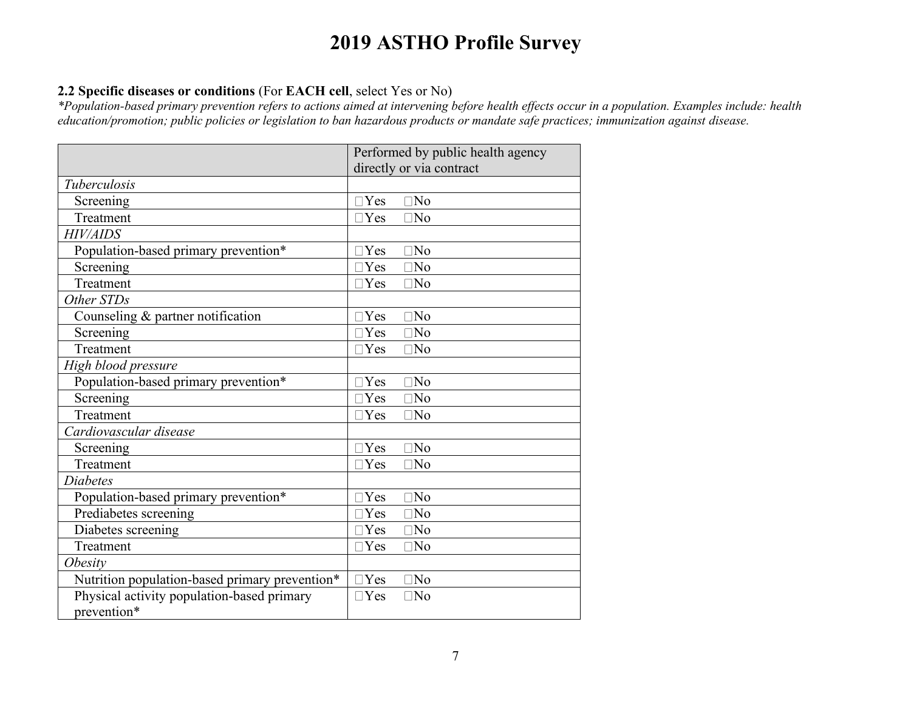# 2019 ASTHO Profile Survey

**2.2 Specific diseases or conditions** (For **EACH cell**, select Yes or No)

*\*Population-based primary prevention refers to actions aimed at intervening before health effects occur in a population. Examples include: health education/promotion; public policies or legislation to ban hazardous products or mandate safe practices; immunization against disease.*

| | Performed by public health agency directly or via contract |
|---|---|
| *Tuberculosis* | |
| Screening | ☐Yes ☐No |
| Treatment | ☐Yes ☐No |
| *HIV/AIDS* | |
| Population-based primary prevention* | ☐Yes ☐No |
| Screening | ☐Yes ☐No |
| Treatment | ☐Yes ☐No |
| *Other STDs* | |
| Counseling & partner notification | ☐Yes ☐No |
| Screening | ☐Yes ☐No |
| Treatment | ☐Yes ☐No |
| *High blood pressure* | |
| Population-based primary prevention* | ☐Yes ☐No |
| Screening | ☐Yes ☐No |
| Treatment | ☐Yes ☐No |
| *Cardiovascular disease* | |
| Screening | ☐Yes ☐No |
| Treatment | ☐Yes ☐No |
| *Diabetes* | |
| Population-based primary prevention* | ☐Yes ☐No |
| Prediabetes screening | ☐Yes ☐No |
| Diabetes screening | ☐Yes ☐No |
| Treatment | ☐Yes ☐No |
| *Obesity* | |
| Nutrition population-based primary prevention* | ☐Yes ☐No |
| Physical activity population-based primary prevention* | ☐Yes ☐No |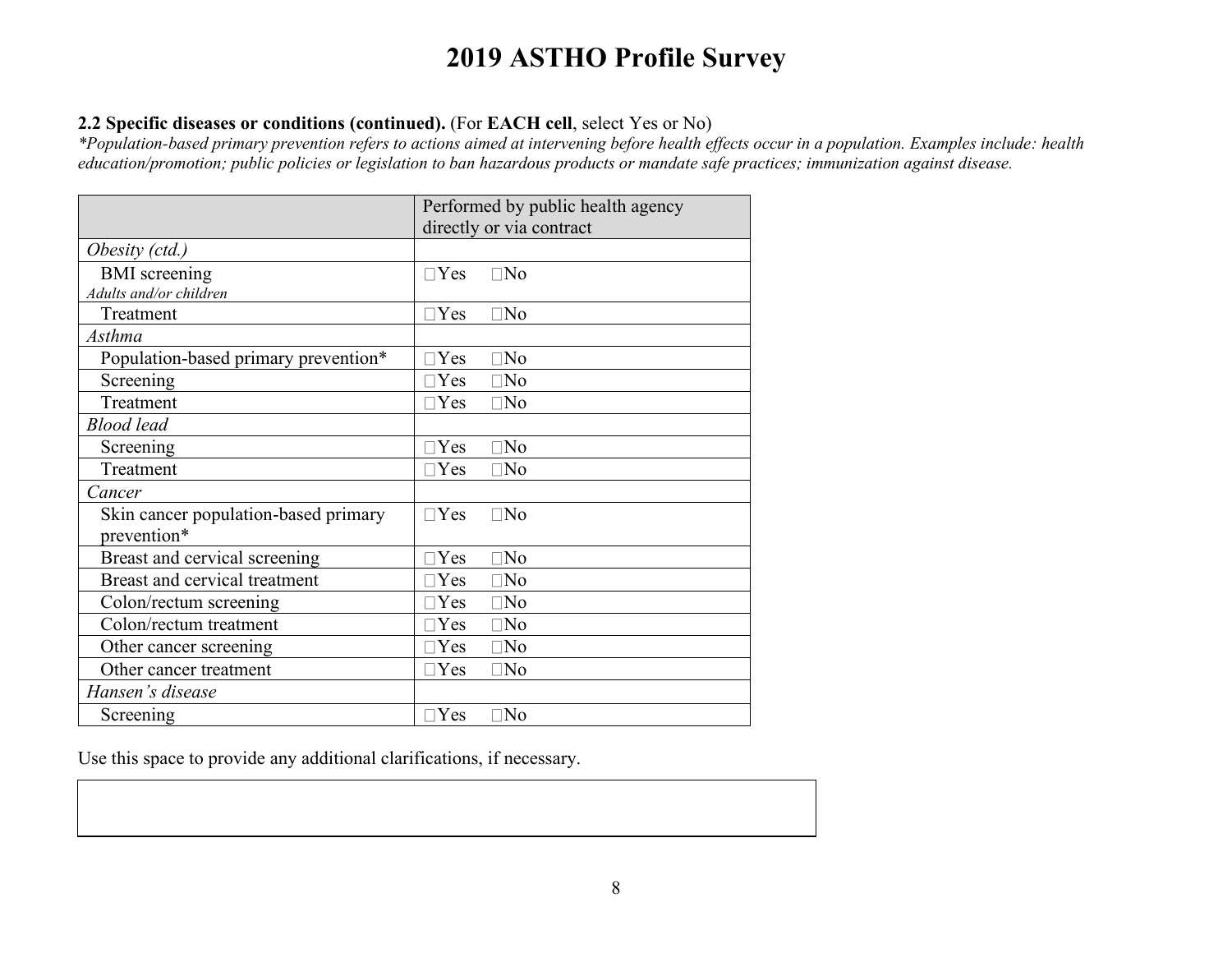# 2019 ASTHO Profile Survey

**2.2 Specific diseases or conditions (continued).** (For **EACH cell**, select Yes or No)

*\*Population-based primary prevention refers to actions aimed at intervening before health effects occur in a population. Examples include: health education/promotion; public policies or legislation to ban hazardous products or mandate safe practices; immunization against disease.*

| | Performed by public health agency directly or via contract |
|---|---|
| *Obesity (ctd.)* | |
| BMI screening *Adults and/or children* | ☐Yes ☐No |
| Treatment | ☐Yes ☐No |
| *Asthma* | |
| Population-based primary prevention* | ☐Yes ☐No |
| Screening | ☐Yes ☐No |
| Treatment | ☐Yes ☐No |
| *Blood lead* | |
| Screening | ☐Yes ☐No |
| Treatment | ☐Yes ☐No |
| *Cancer* | |
| Skin cancer population-based primary prevention* | ☐Yes ☐No |
| Breast and cervical screening | ☐Yes ☐No |
| Breast and cervical treatment | ☐Yes ☐No |
| Colon/rectum screening | ☐Yes ☐No |
| Colon/rectum treatment | ☐Yes ☐No |
| Other cancer screening | ☐Yes ☐No |
| Other cancer treatment | ☐Yes ☐No |
| *Hansen's disease* | |
| Screening | ☐Yes ☐No |

Use this space to provide any additional clarifications, if necessary.

| |
|---|
| |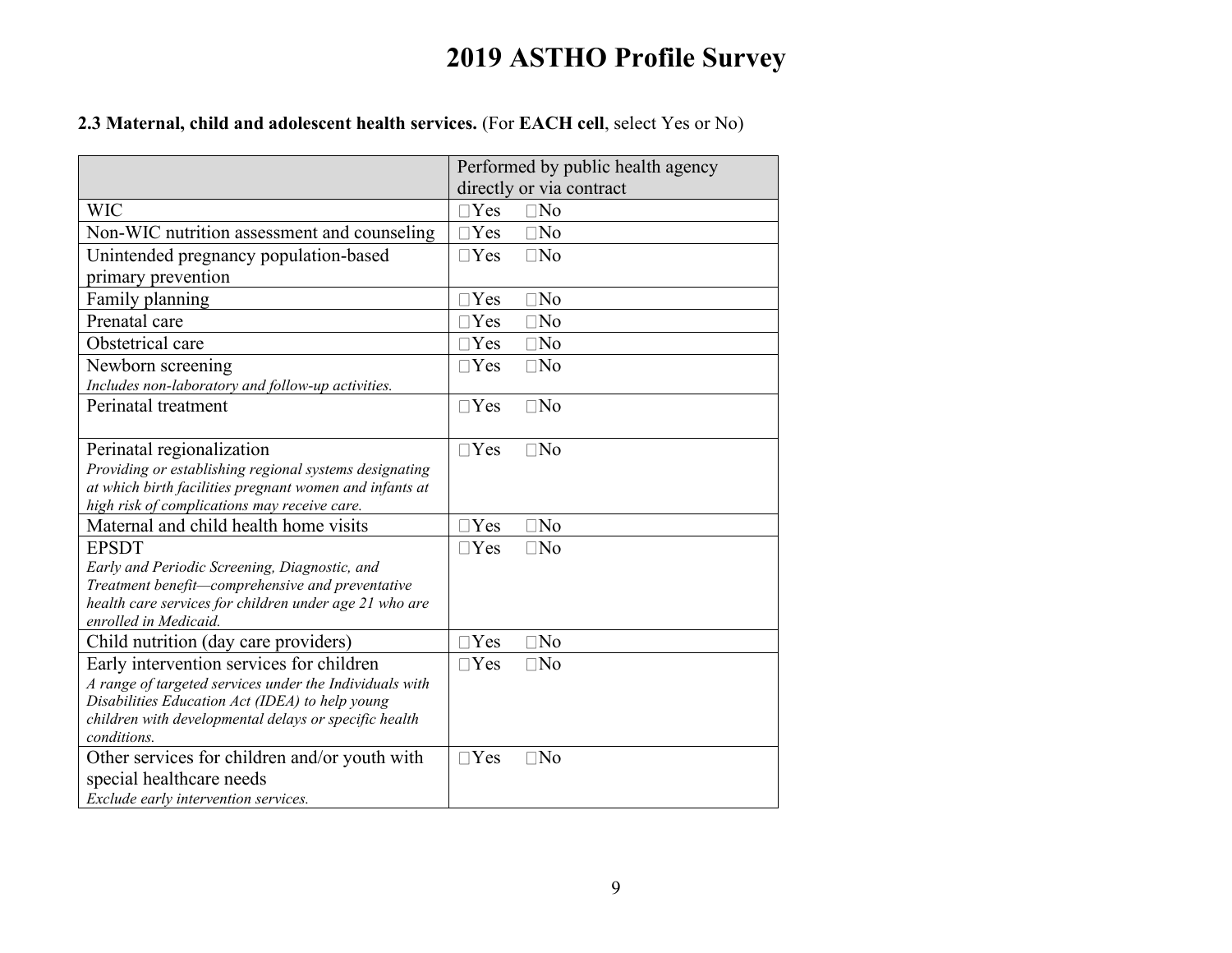# 2019 ASTHO Profile Survey

**2.3 Maternal, child and adolescent health services.** (For **EACH cell**, select Yes or No)

| | Performed by public health agency directly or via contract |
|---|---|
| WIC | □Yes □No |
| Non-WIC nutrition assessment and counseling | □Yes □No |
| Unintended pregnancy population-based primary prevention | □Yes □No |
| Family planning | □Yes □No |
| Prenatal care | □Yes □No |
| Obstetrical care | □Yes □No |
| Newborn screening<br>*Includes non-laboratory and follow-up activities.* | □Yes □No |
| Perinatal treatment | □Yes □No |
| Perinatal regionalization<br>*Providing or establishing regional systems designating at which birth facilities pregnant women and infants at high risk of complications may receive care.* | □Yes □No |
| Maternal and child health home visits | □Yes □No |
| EPSDT<br>*Early and Periodic Screening, Diagnostic, and Treatment benefit—comprehensive and preventative health care services for children under age 21 who are enrolled in Medicaid.* | □Yes □No |
| Child nutrition (day care providers) | □Yes □No |
| Early intervention services for children<br>*A range of targeted services under the Individuals with Disabilities Education Act (IDEA) to help young children with developmental delays or specific health conditions.* | □Yes □No |
| Other services for children and/or youth with special healthcare needs<br>*Exclude early intervention services.* | □Yes □No |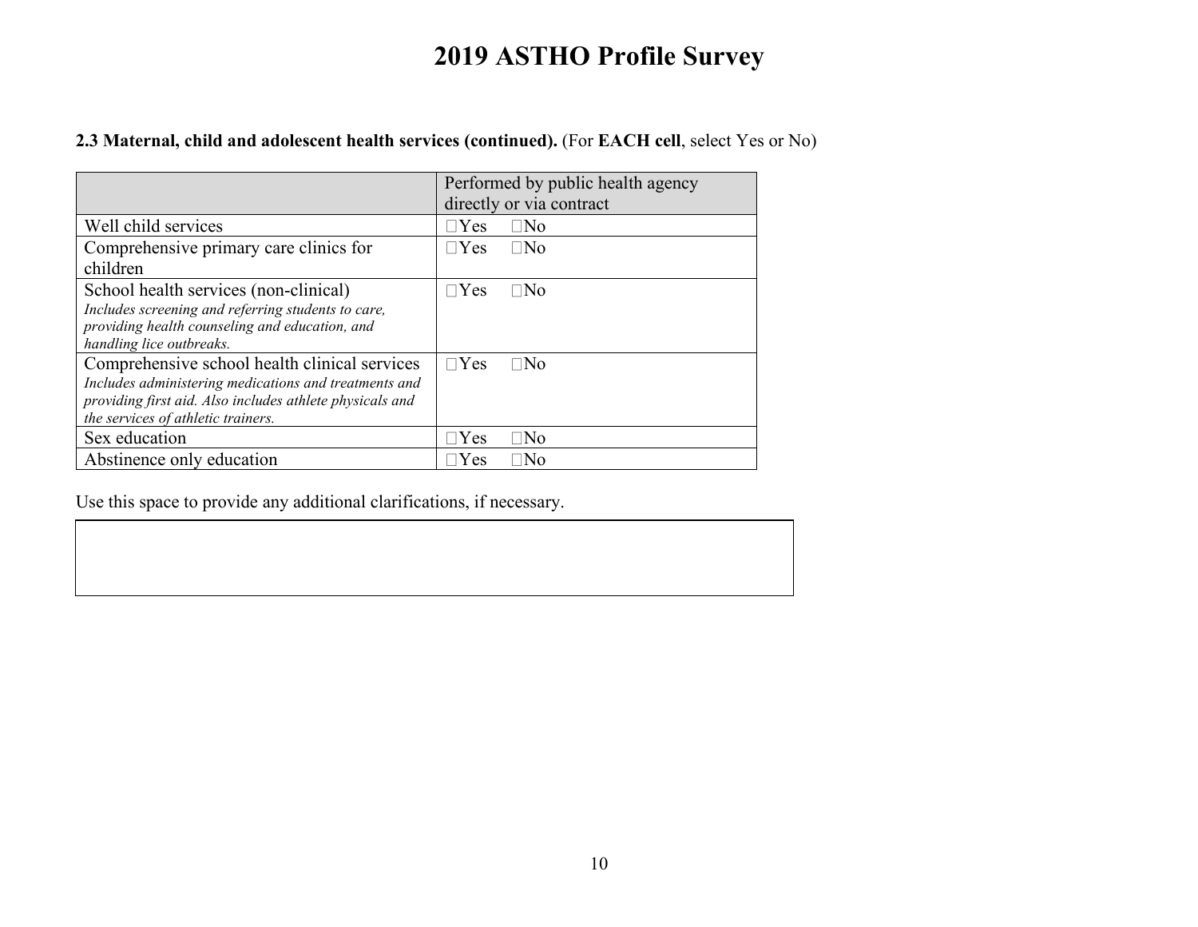# 2019 ASTHO Profile Survey

**2.3 Maternal, child and adolescent health services (continued).** (For **EACH cell**, select Yes or No)

| | Performed by public health agency directly or via contract |
|---|---|
| Well child services | ☐Yes ☐No |
| Comprehensive primary care clinics for children | ☐Yes ☐No |
| School health services (non-clinical) *Includes screening and referring students to care, providing health counseling and education, and handling lice outbreaks.* | ☐Yes ☐No |
| Comprehensive school health clinical services *Includes administering medications and treatments and providing first aid. Also includes athlete physicals and the services of athletic trainers.* | ☐Yes ☐No |
| Sex education | ☐Yes ☐No |
| Abstinence only education | ☐Yes ☐No |

Use this space to provide any additional clarifications, if necessary.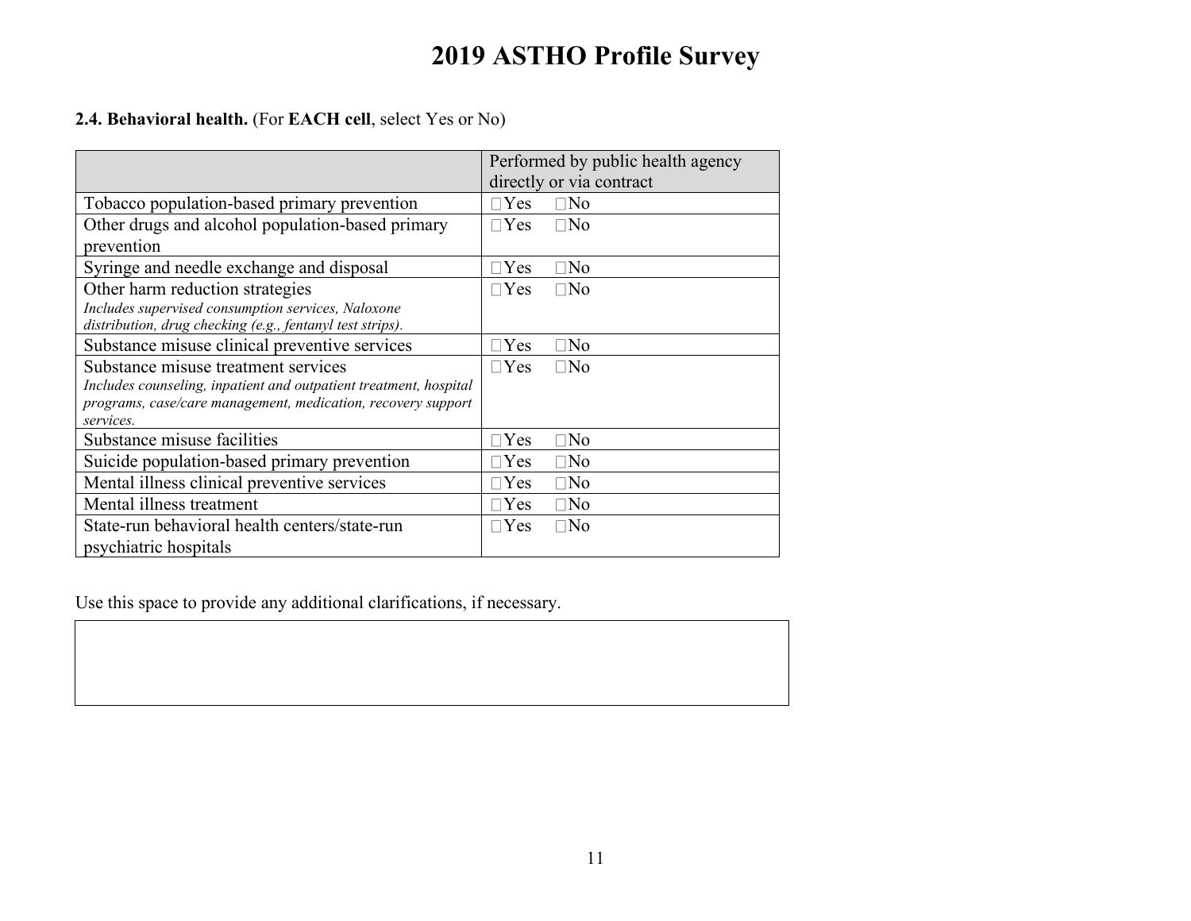# 2019 ASTHO Profile Survey

**2.4. Behavioral health.** (For **EACH cell**, select Yes or No)

| | Performed by public health agency directly or via contract |
|---|---|
| Tobacco population-based primary prevention | ☐Yes ☐No |
| Other drugs and alcohol population-based primary prevention | ☐Yes ☐No |
| Syringe and needle exchange and disposal | ☐Yes ☐No |
| Other harm reduction strategies<br>*Includes supervised consumption services, Naloxone distribution, drug checking (e.g., fentanyl test strips).* | ☐Yes ☐No |
| Substance misuse clinical preventive services | ☐Yes ☐No |
| Substance misuse treatment services<br>*Includes counseling, inpatient and outpatient treatment, hospital programs, case/care management, medication, recovery support services.* | ☐Yes ☐No |
| Substance misuse facilities | ☐Yes ☐No |
| Suicide population-based primary prevention | ☐Yes ☐No |
| Mental illness clinical preventive services | ☐Yes ☐No |
| Mental illness treatment | ☐Yes ☐No |
| State-run behavioral health centers/state-run psychiatric hospitals | ☐Yes ☐No |

Use this space to provide any additional clarifications, if necessary.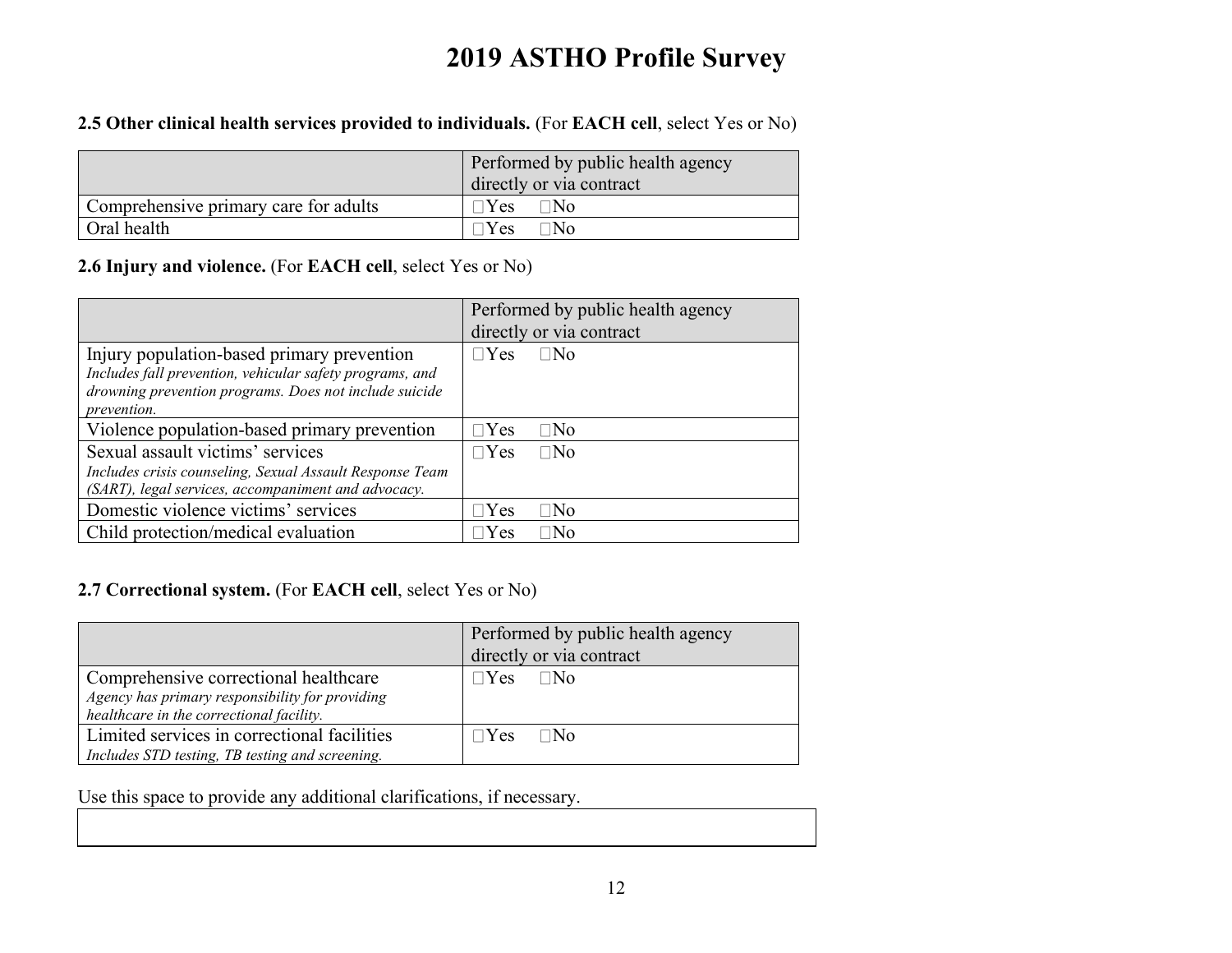# 2019 ASTHO Profile Survey

**2.5 Other clinical health services provided to individuals.** (For **EACH cell**, select Yes or No)

| | Performed by public health agency directly or via contract |
|---|---|
| Comprehensive primary care for adults | □Yes □No |
| Oral health | □Yes □No |

**2.6 Injury and violence.** (For **EACH cell**, select Yes or No)

| | Performed by public health agency directly or via contract |
|---|---|
| Injury population-based primary prevention *Includes fall prevention, vehicular safety programs, and drowning prevention programs. Does not include suicide prevention.* | □Yes □No |
| Violence population-based primary prevention | □Yes □No |
| Sexual assault victims' services *Includes crisis counseling, Sexual Assault Response Team (SART), legal services, accompaniment and advocacy.* | □Yes □No |
| Domestic violence victims' services | □Yes □No |
| Child protection/medical evaluation | □Yes □No |

**2.7 Correctional system.** (For **EACH cell**, select Yes or No)

| | Performed by public health agency directly or via contract |
|---|---|
| Comprehensive correctional healthcare *Agency has primary responsibility for providing healthcare in the correctional facility.* | □Yes □No |
| Limited services in correctional facilities *Includes STD testing, TB testing and screening.* | □Yes □No |

Use this space to provide any additional clarifications, if necessary.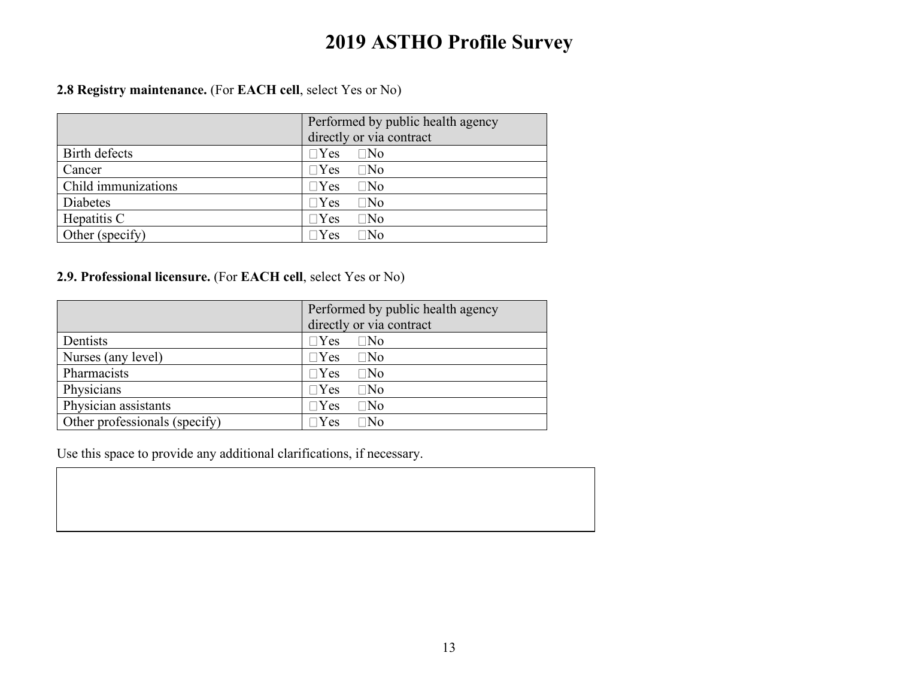# 2019 ASTHO Profile Survey

**2.8 Registry maintenance.** (For **EACH cell**, select Yes or No)

| | Performed by public health agency directly or via contract |
|---|---|
| Birth defects | □Yes □No |
| Cancer | □Yes □No |
| Child immunizations | □Yes □No |
| Diabetes | □Yes □No |
| Hepatitis C | □Yes □No |
| Other (specify) | □Yes □No |

**2.9. Professional licensure.** (For **EACH cell**, select Yes or No)

| | Performed by public health agency directly or via contract |
|---|---|
| Dentists | □Yes □No |
| Nurses (any level) | □Yes □No |
| Pharmacists | □Yes □No |
| Physicians | □Yes □No |
| Physician assistants | □Yes □No |
| Other professionals (specify) | □Yes □No |

Use this space to provide any additional clarifications, if necessary.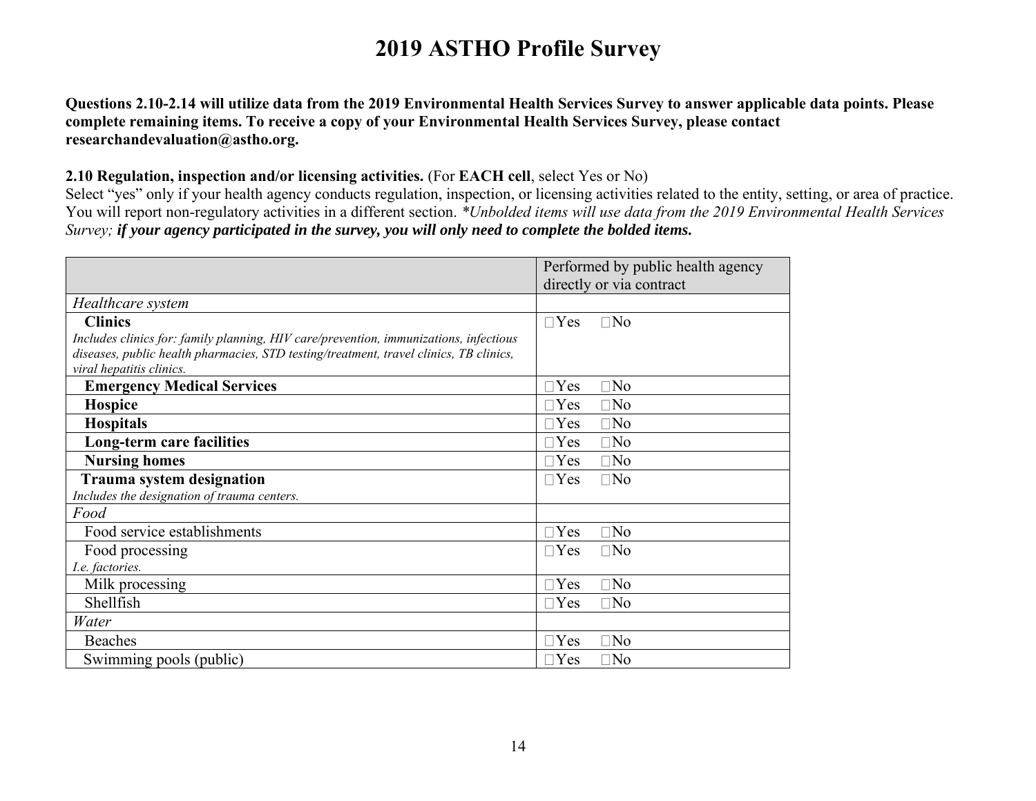# 2019 ASTHO Profile Survey

**Questions 2.10-2.14 will utilize data from the 2019 Environmental Health Services Survey to answer applicable data points. Please complete remaining items. To receive a copy of your Environmental Health Services Survey, please contact researchandevaluation@astho.org.**

**2.10 Regulation, inspection and/or licensing activities.** (For **EACH cell**, select Yes or No)
Select "yes" only if your health agency conducts regulation, inspection, or licensing activities related to the entity, setting, or area of practice. You will report non-regulatory activities in a different section. *\*Unbolded items will use data from the 2019 Environmental Health Services Survey;* ***if your agency participated in the survey, you will only need to complete the bolded items.***

| | Performed by public health agency directly or via contract |
|---|---|
| *Healthcare system* | |
| **Clinics**<br>*Includes clinics for: family planning, HIV care/prevention, immunizations, infectious diseases, public health pharmacies, STD testing/treatment, travel clinics, TB clinics, viral hepatitis clinics.* | ☐Yes ☐No |
| **Emergency Medical Services** | ☐Yes ☐No |
| **Hospice** | ☐Yes ☐No |
| **Hospitals** | ☐Yes ☐No |
| **Long-term care facilities** | ☐Yes ☐No |
| **Nursing homes** | ☐Yes ☐No |
| **Trauma system designation**<br>*Includes the designation of trauma centers.* | ☐Yes ☐No |
| *Food* | |
| Food service establishments | ☐Yes ☐No |
| Food processing<br>*I.e. factories.* | ☐Yes ☐No |
| Milk processing | ☐Yes ☐No |
| Shellfish | ☐Yes ☐No |
| *Water* | |
| Beaches | ☐Yes ☐No |
| Swimming pools (public) | ☐Yes ☐No |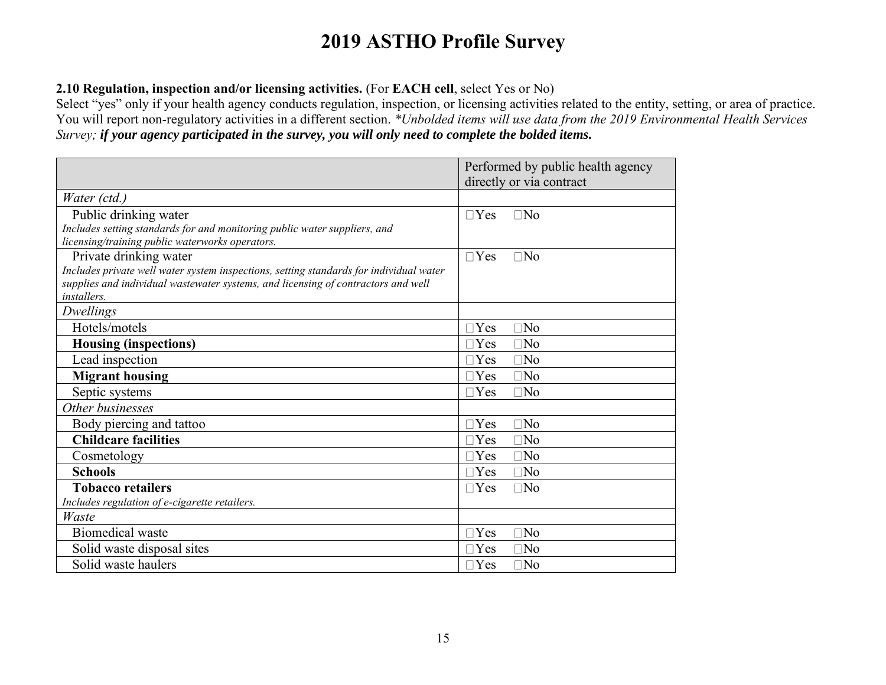# 2019 ASTHO Profile Survey

**2.10 Regulation, inspection and/or licensing activities.** (For **EACH cell**, select Yes or No)
Select "yes" only if your health agency conducts regulation, inspection, or licensing activities related to the entity, setting, or area of practice. You will report non-regulatory activities in a different section. *\*Unbolded items will use data from the 2019 Environmental Health Services Survey;* ***if your agency participated in the survey, you will only need to complete the bolded items.***

| | Performed by public health agency directly or via contract |
|---|---|
| *Water (ctd.)* | |
| Public drinking water<br>*Includes setting standards for and monitoring public water suppliers, and licensing/training public waterworks operators.* | ☐Yes ☐No |
| Private drinking water<br>*Includes private well water system inspections, setting standards for individual water supplies and individual wastewater systems, and licensing of contractors and well installers.* | ☐Yes ☐No |
| *Dwellings* | |
| Hotels/motels | ☐Yes ☐No |
| **Housing (inspections)** | ☐Yes ☐No |
| Lead inspection | ☐Yes ☐No |
| **Migrant housing** | ☐Yes ☐No |
| Septic systems | ☐Yes ☐No |
| *Other businesses* | |
| Body piercing and tattoo | ☐Yes ☐No |
| **Childcare facilities** | ☐Yes ☐No |
| Cosmetology | ☐Yes ☐No |
| **Schools** | ☐Yes ☐No |
| **Tobacco retailers**<br>*Includes regulation of e-cigarette retailers.* | ☐Yes ☐No |
| *Waste* | |
| Biomedical waste | ☐Yes ☐No |
| Solid waste disposal sites | ☐Yes ☐No |
| Solid waste haulers | ☐Yes ☐No |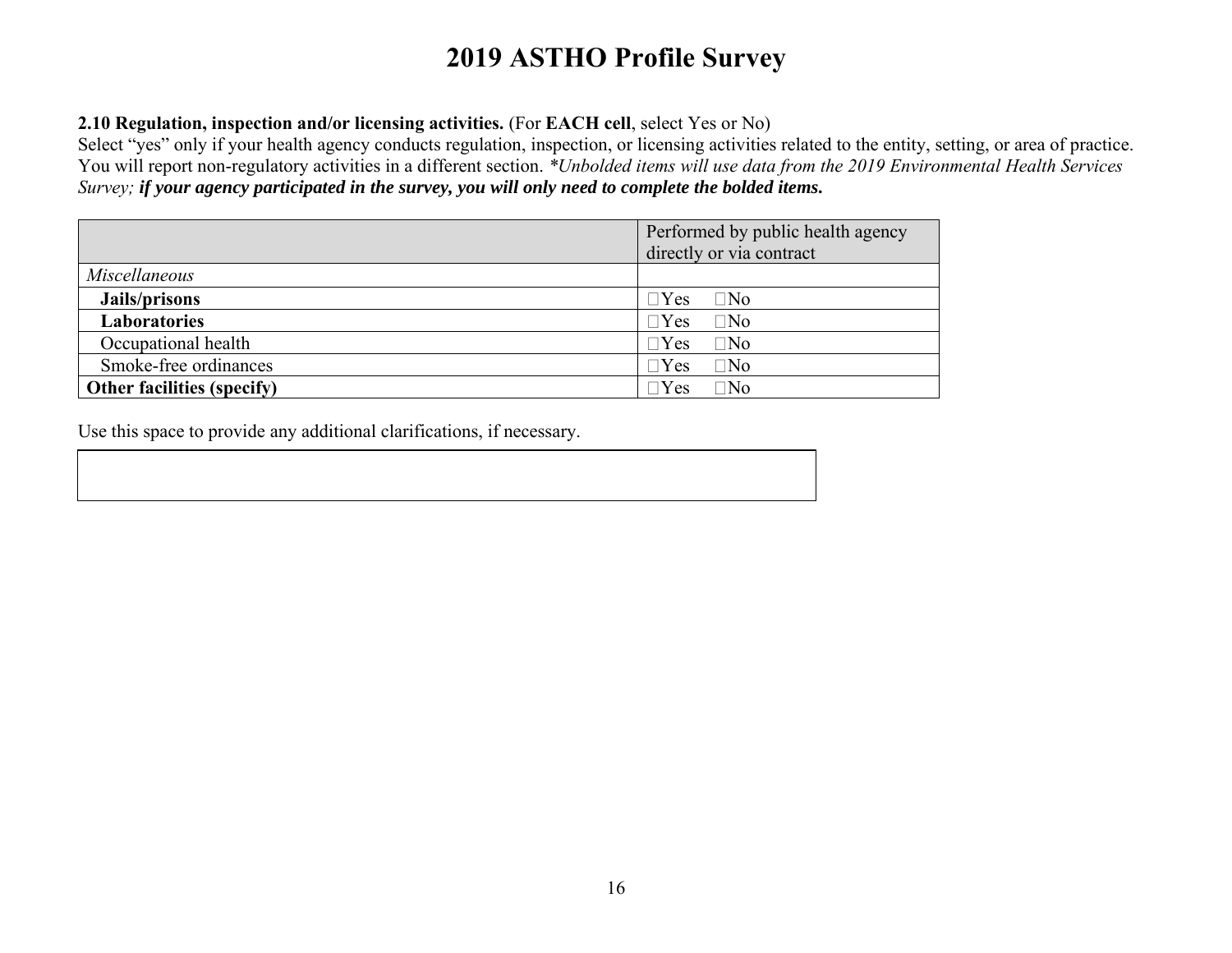# 2019 ASTHO Profile Survey

**2.10 Regulation, inspection and/or licensing activities.** (For **EACH cell**, select Yes or No)
Select "yes" only if your health agency conducts regulation, inspection, or licensing activities related to the entity, setting, or area of practice. You will report non-regulatory activities in a different section. *\*Unbolded items will use data from the 2019 Environmental Health Services Survey;* ***if your agency participated in the survey, you will only need to complete the bolded items.***

| | Performed by public health agency directly or via contract |
|---|---|
| *Miscellaneous* | |
| **Jails/prisons** | ☐Yes ☐No |
| **Laboratories** | ☐Yes ☐No |
| Occupational health | ☐Yes ☐No |
| Smoke-free ordinances | ☐Yes ☐No |
| **Other facilities (specify)** | ☐Yes ☐No |

Use this space to provide any additional clarifications, if necessary.

| |
|---|
| |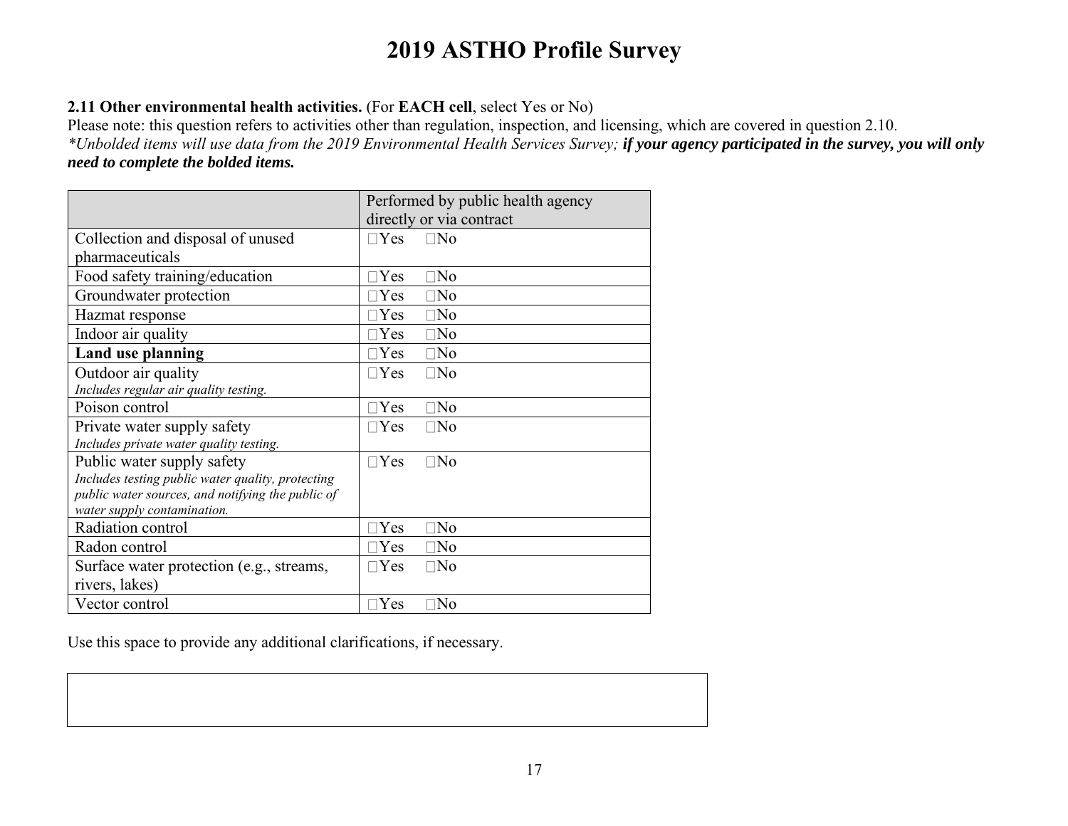# 2019 ASTHO Profile Survey

**2.11 Other environmental health activities.** (For **EACH cell**, select Yes or No)
Please note: this question refers to activities other than regulation, inspection, and licensing, which are covered in question 2.10.
*\*Unbolded items will use data from the 2019 Environmental Health Services Survey;* ***if your agency participated in the survey, you will only need to complete the bolded items.***

| | Performed by public health agency directly or via contract |
|---|---|
| Collection and disposal of unused pharmaceuticals | ☐Yes ☐No |
| Food safety training/education | ☐Yes ☐No |
| Groundwater protection | ☐Yes ☐No |
| Hazmat response | ☐Yes ☐No |
| Indoor air quality | ☐Yes ☐No |
| **Land use planning** | ☐Yes ☐No |
| Outdoor air quality<br>*Includes regular air quality testing.* | ☐Yes ☐No |
| Poison control | ☐Yes ☐No |
| Private water supply safety<br>*Includes private water quality testing.* | ☐Yes ☐No |
| Public water supply safety<br>*Includes testing public water quality, protecting public water sources, and notifying the public of water supply contamination.* | ☐Yes ☐No |
| Radiation control | ☐Yes ☐No |
| Radon control | ☐Yes ☐No |
| Surface water protection (e.g., streams, rivers, lakes) | ☐Yes ☐No |
| Vector control | ☐Yes ☐No |

Use this space to provide any additional clarifications, if necessary.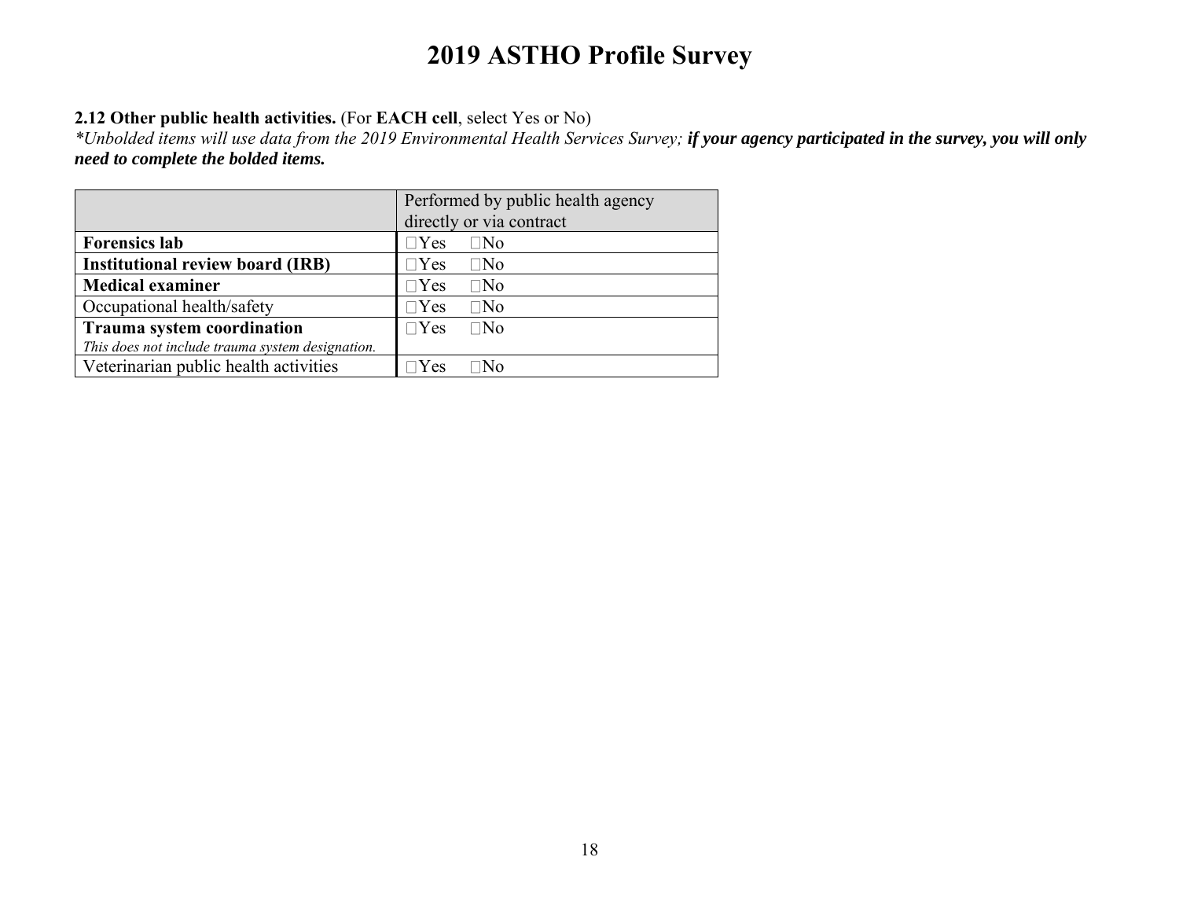# 2019 ASTHO Profile Survey

**2.12 Other public health activities.** (For **EACH cell**, select Yes or No)
*\*Unbolded items will use data from the 2019 Environmental Health Services Survey;* ***if your agency participated in the survey, you will only need to complete the bolded items.***

| | Performed by public health agency directly or via contract |
|---|---|
| **Forensics lab** | ☐Yes ☐No |
| **Institutional review board (IRB)** | ☐Yes ☐No |
| **Medical examiner** | ☐Yes ☐No |
| Occupational health/safety | ☐Yes ☐No |
| **Trauma system coordination** *This does not include trauma system designation.* | ☐Yes ☐No |
| Veterinarian public health activities | ☐Yes ☐No |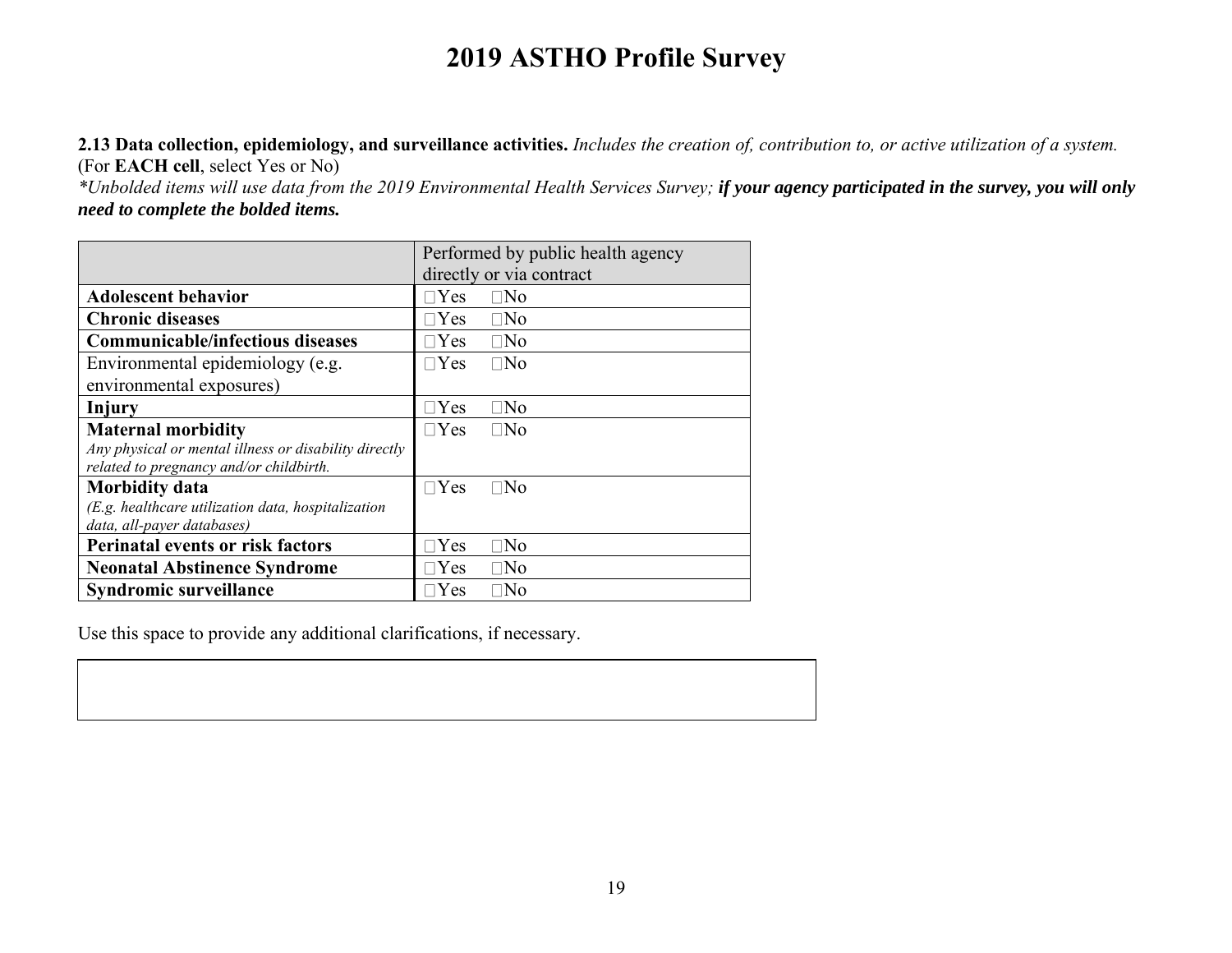# 2019 ASTHO Profile Survey

**2.13 Data collection, epidemiology, and surveillance activities.** *Includes the creation of, contribution to, or active utilization of a system.* (For **EACH cell**, select Yes or No)

*\*Unbolded items will use data from the 2019 Environmental Health Services Survey;* ***if your agency participated in the survey, you will only need to complete the bolded items.***

| | Performed by public health agency directly or via contract |
|---|---|
| **Adolescent behavior** | ☐Yes ☐No |
| **Chronic diseases** | ☐Yes ☐No |
| **Communicable/infectious diseases** | ☐Yes ☐No |
| Environmental epidemiology (e.g. environmental exposures) | ☐Yes ☐No |
| **Injury** | ☐Yes ☐No |
| **Maternal morbidity** *Any physical or mental illness or disability directly related to pregnancy and/or childbirth.* | ☐Yes ☐No |
| **Morbidity data** *(E.g. healthcare utilization data, hospitalization data, all-payer databases)* | ☐Yes ☐No |
| **Perinatal events or risk factors** | ☐Yes ☐No |
| **Neonatal Abstinence Syndrome** | ☐Yes ☐No |
| **Syndromic surveillance** | ☐Yes ☐No |

Use this space to provide any additional clarifications, if necessary.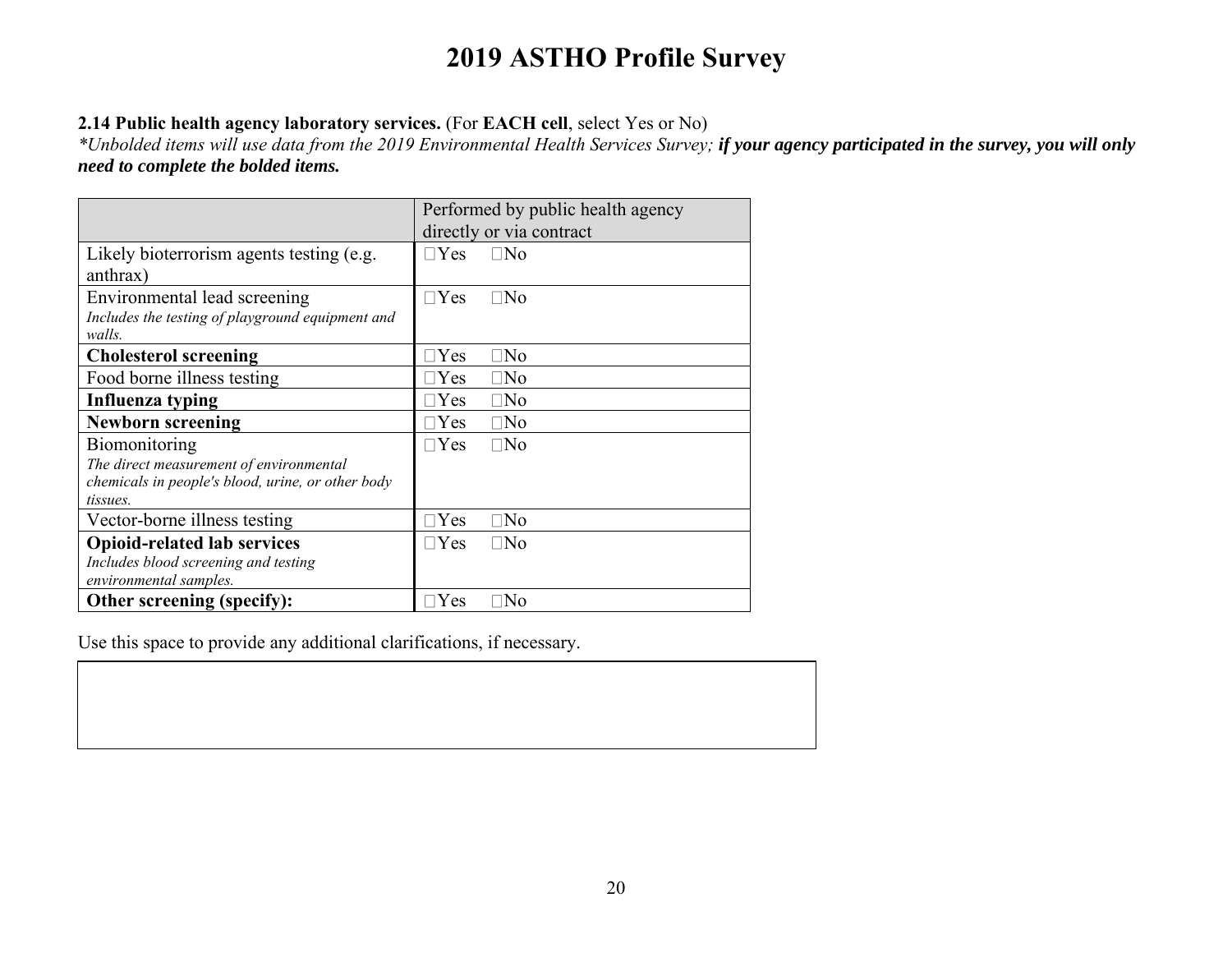# 2019 ASTHO Profile Survey

**2.14 Public health agency laboratory services.** (For **EACH cell**, select Yes or No)

*\*Unbolded items will use data from the 2019 Environmental Health Services Survey;* ***if your agency participated in the survey, you will only need to complete the bolded items.***

| | Performed by public health agency directly or via contract |
|---|---|
| Likely bioterrorism agents testing (e.g. anthrax) | ☐Yes ☐No |
| Environmental lead screening<br>*Includes the testing of playground equipment and walls.* | ☐Yes ☐No |
| **Cholesterol screening** | ☐Yes ☐No |
| Food borne illness testing | ☐Yes ☐No |
| **Influenza typing** | ☐Yes ☐No |
| **Newborn screening** | ☐Yes ☐No |
| Biomonitoring<br>*The direct measurement of environmental chemicals in people's blood, urine, or other body tissues.* | ☐Yes ☐No |
| Vector-borne illness testing | ☐Yes ☐No |
| **Opioid-related lab services**<br>*Includes blood screening and testing environmental samples.* | ☐Yes ☐No |
| **Other screening (specify):** | ☐Yes ☐No |

Use this space to provide any additional clarifications, if necessary.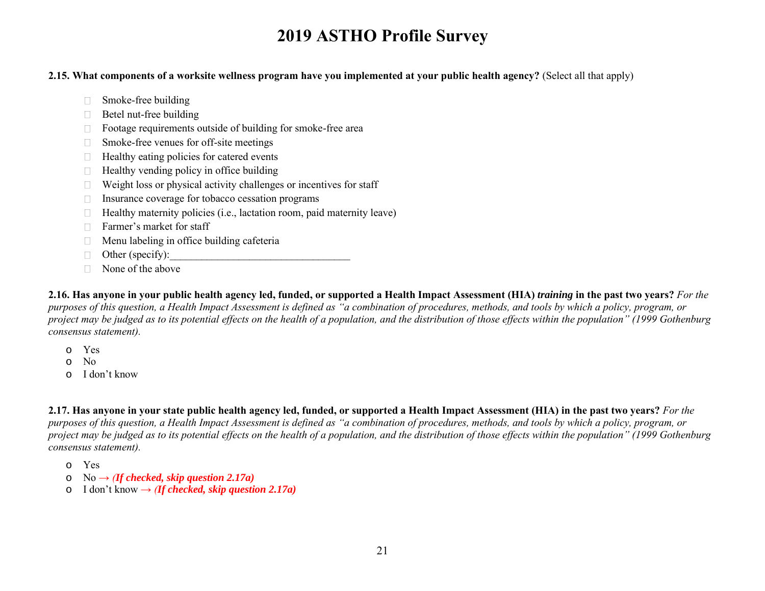# 2019 ASTHO Profile Survey

**2.15. What components of a worksite wellness program have you implemented at your public health agency?** (Select all that apply)

- ☐ Smoke-free building
- ☐ Betel nut-free building
- ☐ Footage requirements outside of building for smoke-free area
- ☐ Smoke-free venues for off-site meetings
- ☐ Healthy eating policies for catered events
- ☐ Healthy vending policy in office building
- ☐ Weight loss or physical activity challenges or incentives for staff
- ☐ Insurance coverage for tobacco cessation programs
- ☐ Healthy maternity policies (i.e., lactation room, paid maternity leave)
- ☐ Farmer's market for staff
- ☐ Menu labeling in office building cafeteria
- ☐ Other (specify):_________________________________
- ☐ None of the above

**2.16. Has anyone in your public health agency led, funded, or supported a Health Impact Assessment (HIA) *training* in the past two years?** *For the purposes of this question, a Health Impact Assessment is defined as "a combination of procedures, methods, and tools by which a policy, program, or project may be judged as to its potential effects on the health of a population, and the distribution of those effects within the population" (1999 Gothenburg consensus statement).*

- o Yes
- o No
- o I don't know

**2.17. Has anyone in your state public health agency led, funded, or supported a Health Impact Assessment (HIA) in the past two years?** *For the purposes of this question, a Health Impact Assessment is defined as "a combination of procedures, methods, and tools by which a policy, program, or project may be judged as to its potential effects on the health of a population, and the distribution of those effects within the population" (1999 Gothenburg consensus statement).*

- o Yes
- o No → ***(If checked, skip question 2.17a)***
- o I don't know → ***(If checked, skip question 2.17a)***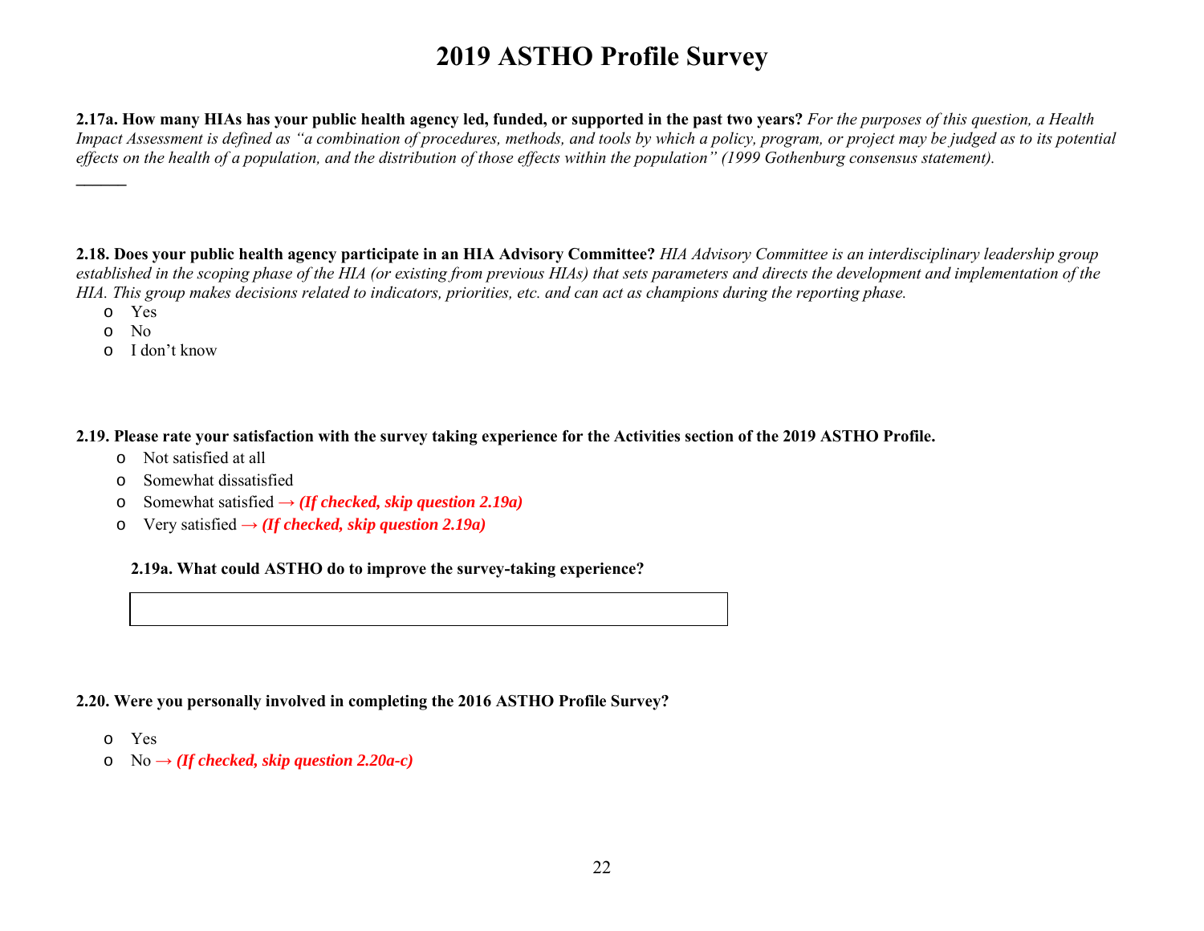# 2019 ASTHO Profile Survey

**2.17a. How many HIAs has your public health agency led, funded, or supported in the past two years?** *For the purposes of this question, a Health Impact Assessment is defined as "a combination of procedures, methods, and tools by which a policy, program, or project may be judged as to its potential effects on the health of a population, and the distribution of those effects within the population" (1999 Gothenburg consensus statement).*

______

**2.18. Does your public health agency participate in an HIA Advisory Committee?** *HIA Advisory Committee is an interdisciplinary leadership group established in the scoping phase of the HIA (or existing from previous HIAs) that sets parameters and directs the development and implementation of the HIA. This group makes decisions related to indicators, priorities, etc. and can act as champions during the reporting phase.*

- Yes
- No
- I don't know

**2.19. Please rate your satisfaction with the survey taking experience for the Activities section of the 2019 ASTHO Profile.**

- Not satisfied at all
- Somewhat dissatisfied
- Somewhat satisfied → ***(If checked, skip question 2.19a)***
- Very satisfied → ***(If checked, skip question 2.19a)***

**2.19a. What could ASTHO do to improve the survey-taking experience?**

| |
|---|
| |

**2.20. Were you personally involved in completing the 2016 ASTHO Profile Survey?**

- Yes
- No → ***(If checked, skip question 2.20a-c)***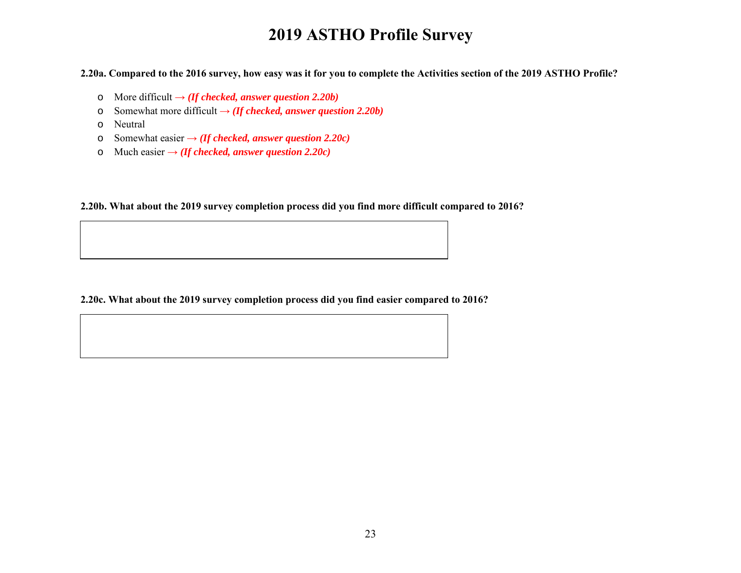# 2019 ASTHO Profile Survey

**2.20a. Compared to the 2016 survey, how easy was it for you to complete the Activities section of the 2019 ASTHO Profile?**

- More difficult → ***(If checked, answer question 2.20b)***
- Somewhat more difficult → ***(If checked, answer question 2.20b)***
- Neutral
- Somewhat easier → ***(If checked, answer question 2.20c)***
- Much easier → ***(If checked, answer question 2.20c)***

**2.20b. What about the 2019 survey completion process did you find more difficult compared to 2016?**

| |
|---|
| |

**2.20c. What about the 2019 survey completion process did you find easier compared to 2016?**

| |
|---|
| |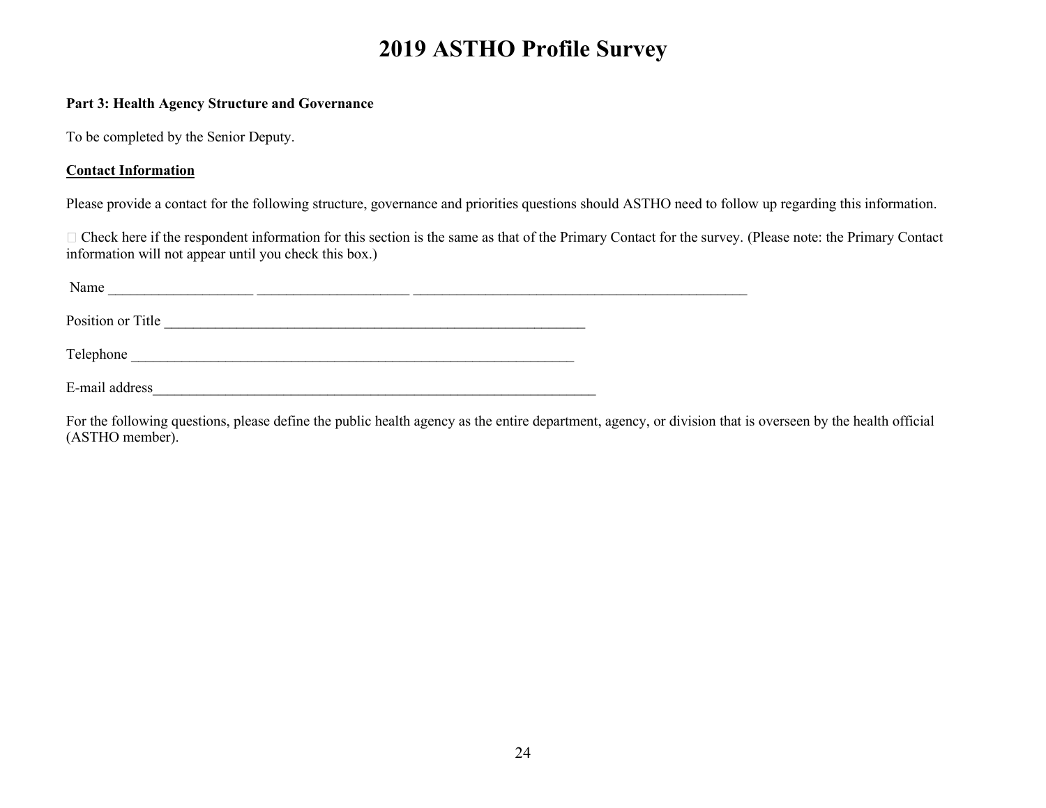# 2019 ASTHO Profile Survey

**Part 3: Health Agency Structure and Governance**

To be completed by the Senior Deputy.

**Contact Information**

Please provide a contact for the following structure, governance and priorities questions should ASTHO need to follow up regarding this information.

☐ Check here if the respondent information for this section is the same as that of the Primary Contact for the survey. (Please note: the Primary Contact information will not appear until you check this box.)

Name ____________________ _____________________ ________________________________________________

Position or Title ____________________________________________________________

Telephone ________________________________________________________________

E-mail address________________________________________________________________

For the following questions, please define the public health agency as the entire department, agency, or division that is overseen by the health official (ASTHO member).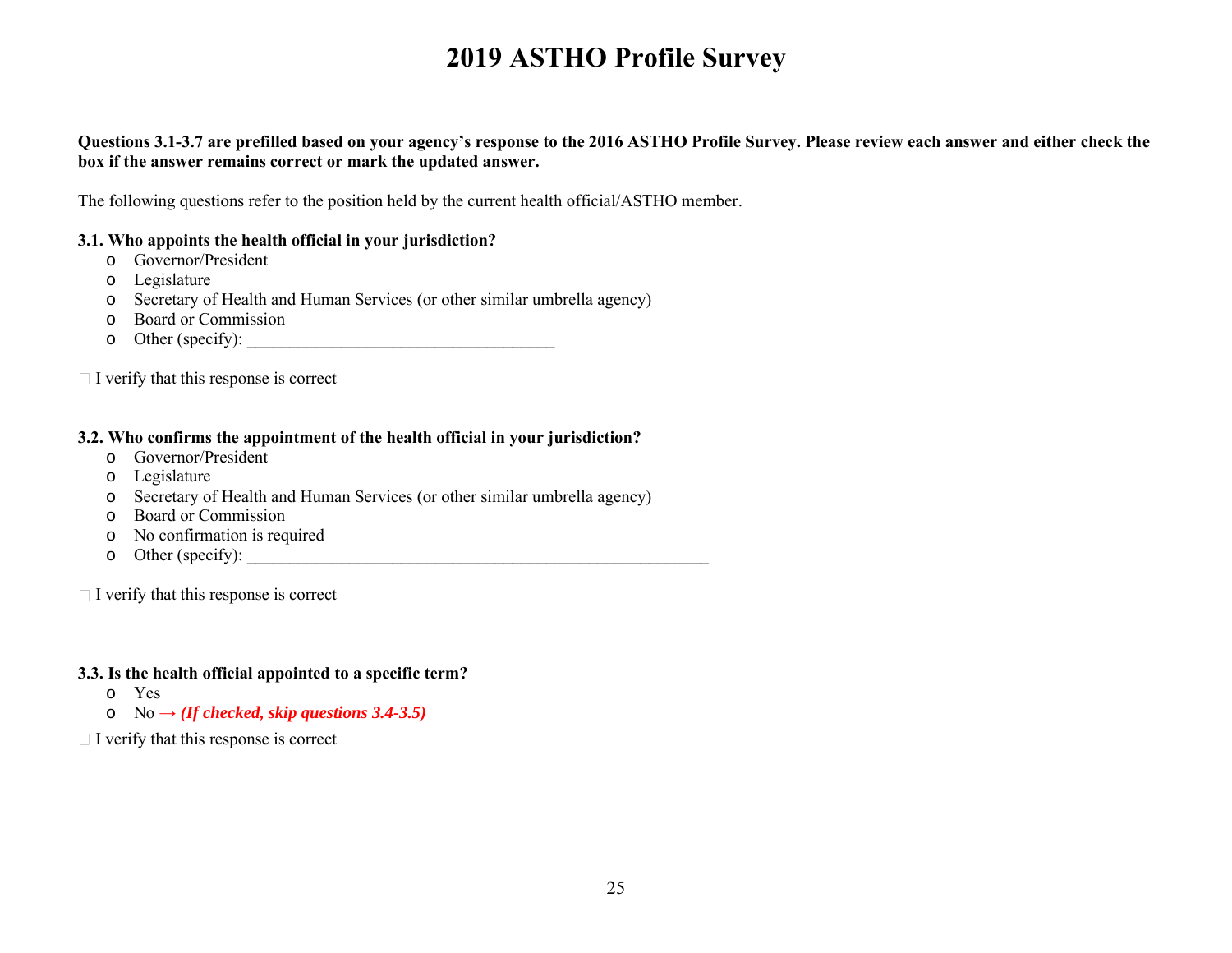# 2019 ASTHO Profile Survey

**Questions 3.1-3.7 are prefilled based on your agency's response to the 2016 ASTHO Profile Survey. Please review each answer and either check the box if the answer remains correct or mark the updated answer.**

The following questions refer to the position held by the current health official/ASTHO member.

**3.1. Who appoints the health official in your jurisdiction?**

- o Governor/President
- o Legislature
- o Secretary of Health and Human Services (or other similar umbrella agency)
- o Board or Commission
- o Other (specify): ___________________________________

☐ I verify that this response is correct

**3.2. Who confirms the appointment of the health official in your jurisdiction?**

- o Governor/President
- o Legislature
- o Secretary of Health and Human Services (or other similar umbrella agency)
- o Board or Commission
- o No confirmation is required
- o Other (specify): _____________________________________________________

☐ I verify that this response is correct

**3.3. Is the health official appointed to a specific term?**

- o Yes
- o No → ***(If checked, skip questions 3.4-3.5)***

☐ I verify that this response is correct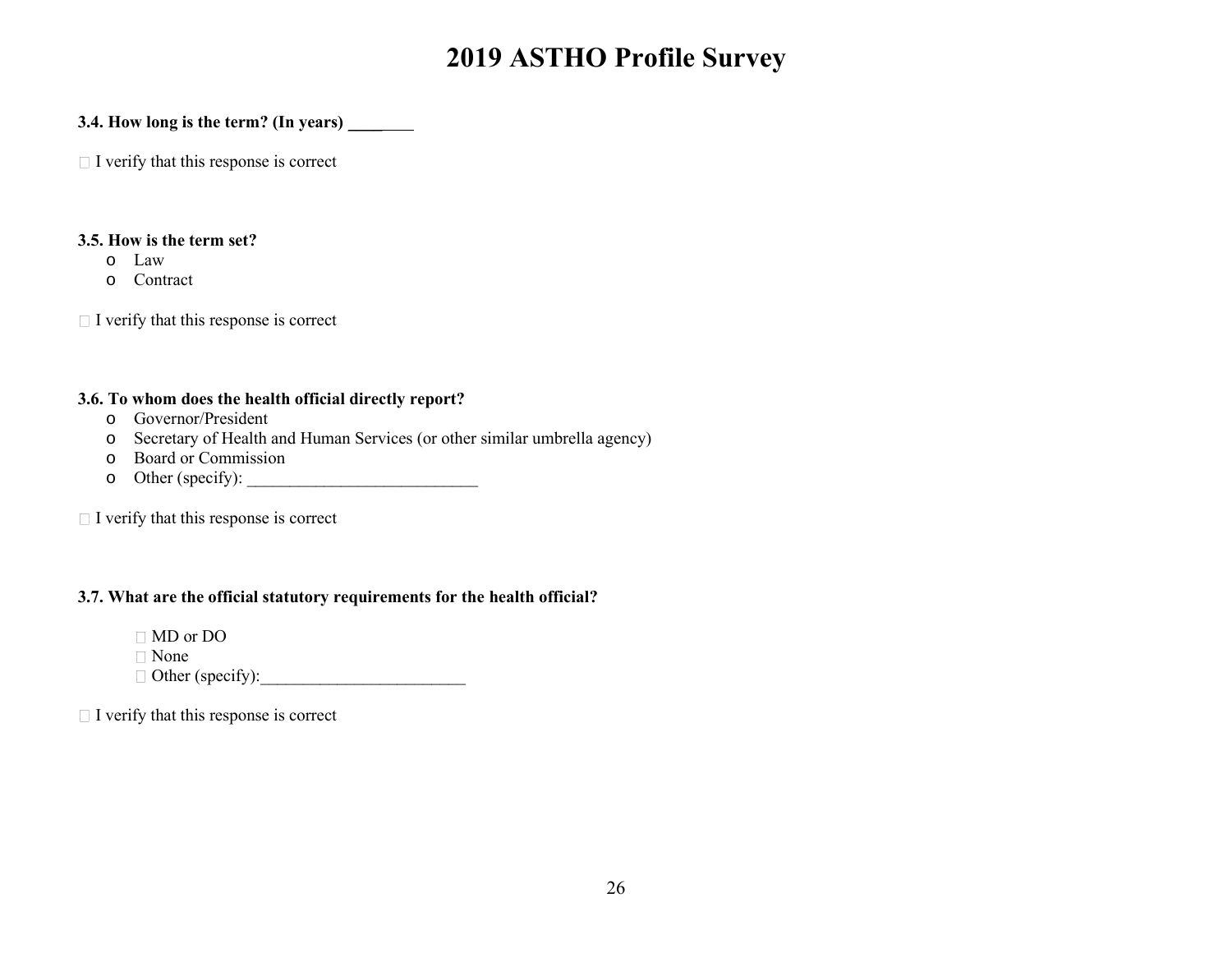# 2019 ASTHO Profile Survey

**3.4. How long is the term? (In years) ________**

☐ I verify that this response is correct

**3.5. How is the term set?**

- o Law
- o Contract

☐ I verify that this response is correct

**3.6. To whom does the health official directly report?**

- o Governor/President
- o Secretary of Health and Human Services (or other similar umbrella agency)
- o Board or Commission
- o Other (specify): ___________________________

☐ I verify that this response is correct

**3.7. What are the official statutory requirements for the health official?**

- ☐ MD or DO
- ☐ None
- ☐ Other (specify):________________________

☐ I verify that this response is correct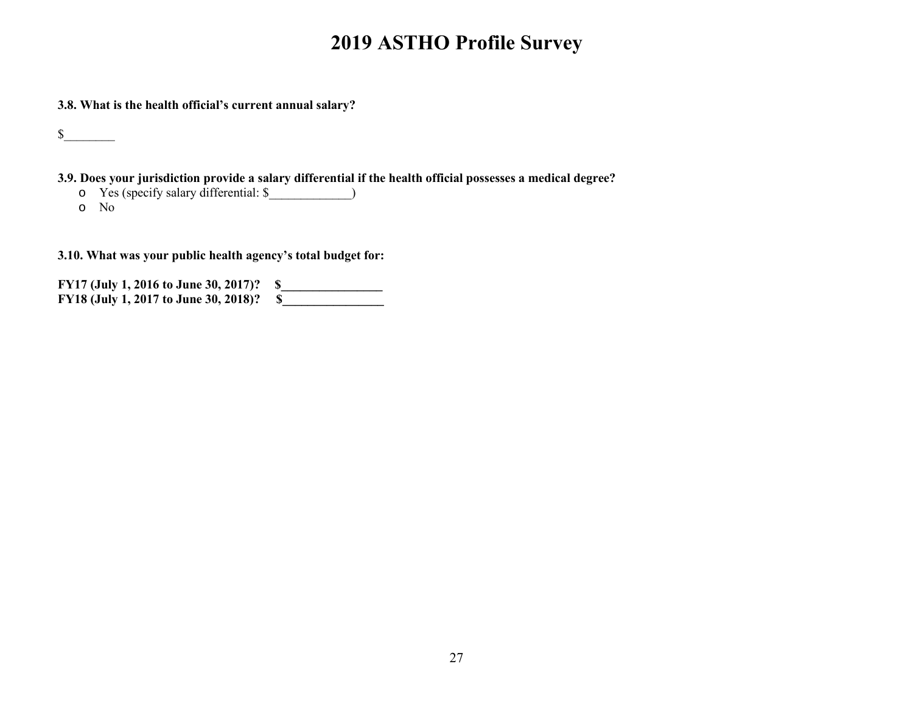# 2019 ASTHO Profile Survey

**3.8. What is the health official's current annual salary?**

$________

**3.9. Does your jurisdiction provide a salary differential if the health official possesses a medical degree?**

- Yes (specify salary differential: $_____________)
- No

**3.10. What was your public health agency's total budget for:**

**FY17 (July 1, 2016 to June 30, 2017)? $________________**
**FY18 (July 1, 2017 to June 30, 2018)? $________________**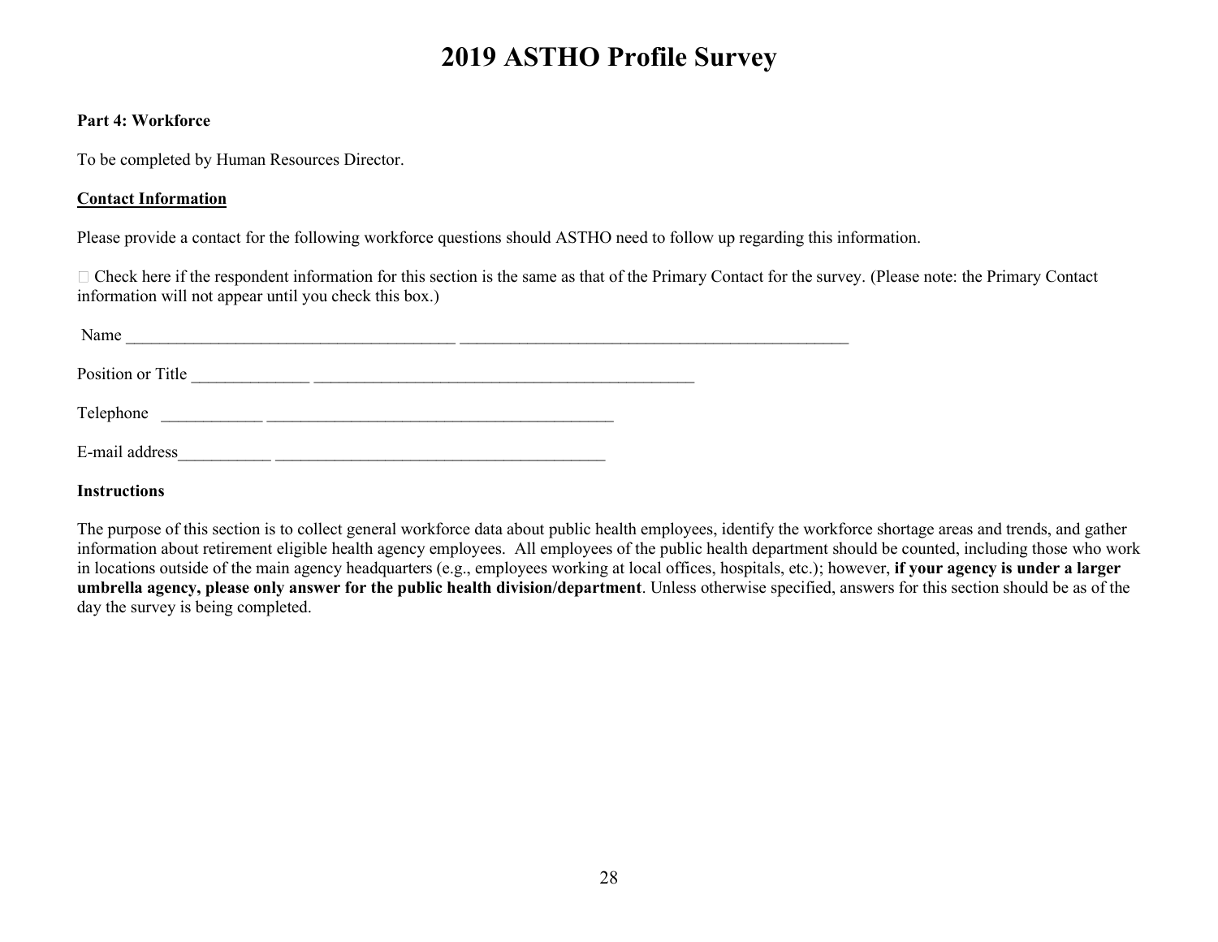# 2019 ASTHO Profile Survey

**Part 4: Workforce**

To be completed by Human Resources Director.

**Contact Information**

Please provide a contact for the following workforce questions should ASTHO need to follow up regarding this information.

☐ Check here if the respondent information for this section is the same as that of the Primary Contact for the survey. (Please note: the Primary Contact information will not appear until you check this box.)

Name _______________________________________ ______________________________________________

Position or Title _____________ _____________________________________________

Telephone ___________ _________________________________________

E-mail address___________ _______________________________________

**Instructions**

The purpose of this section is to collect general workforce data about public health employees, identify the workforce shortage areas and trends, and gather information about retirement eligible health agency employees. All employees of the public health department should be counted, including those who work in locations outside of the main agency headquarters (e.g., employees working at local offices, hospitals, etc.); however, **if your agency is under a larger umbrella agency, please only answer for the public health division/department**. Unless otherwise specified, answers for this section should be as of the day the survey is being completed.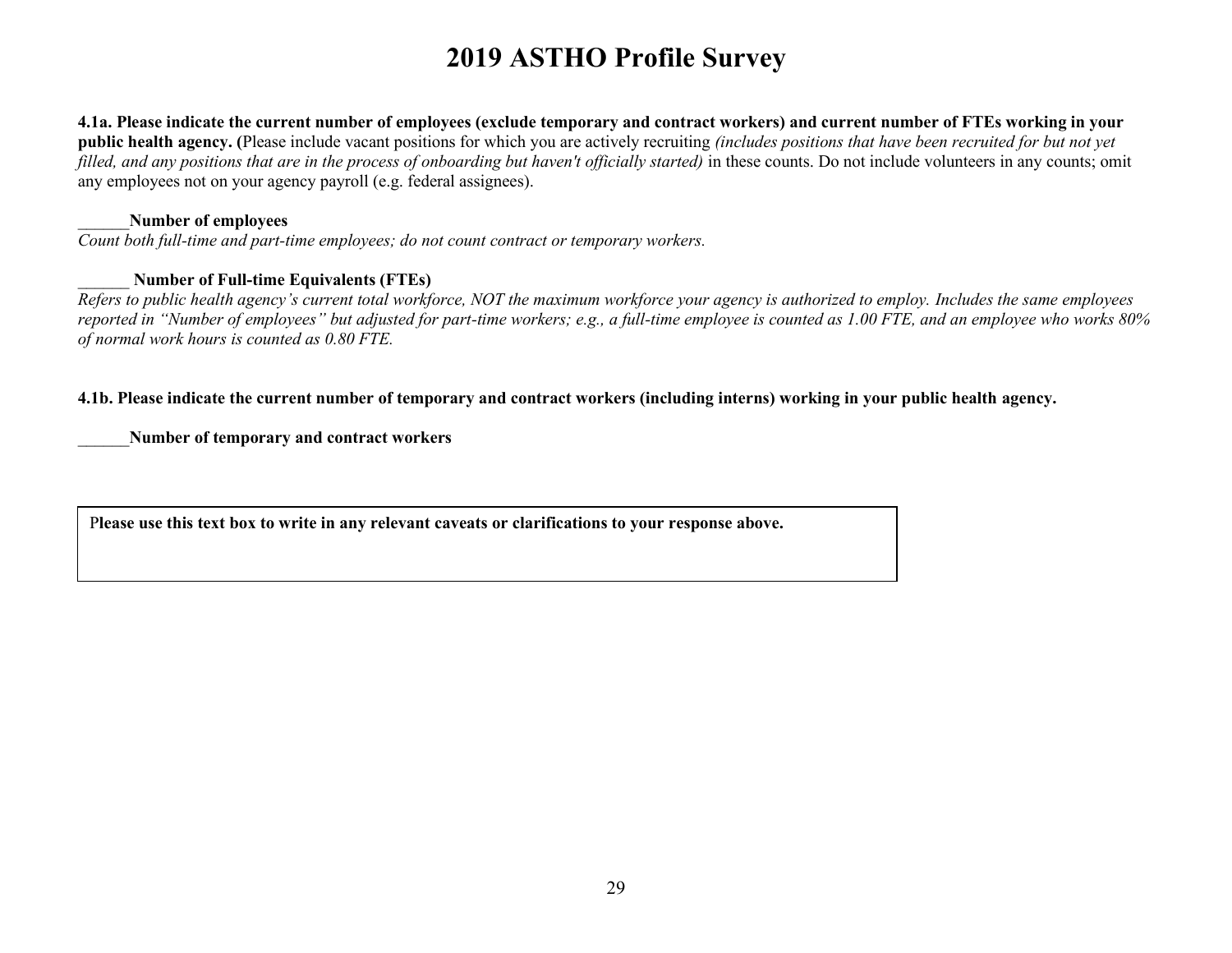# 2019 ASTHO Profile Survey

**4.1a. Please indicate the current number of employees (exclude temporary and contract workers) and current number of FTEs working in your public health agency. (**Please include vacant positions for which you are actively recruiting *(includes positions that have been recruited for but not yet filled, and any positions that are in the process of onboarding but haven't officially started)* in these counts. Do not include volunteers in any counts; omit any employees not on your agency payroll (e.g. federal assignees).

______**Number of employees**
*Count both full-time and part-time employees; do not count contract or temporary workers.*

______ **Number of Full-time Equivalents (FTEs)**
*Refers to public health agency's current total workforce, NOT the maximum workforce your agency is authorized to employ. Includes the same employees reported in "Number of employees" but adjusted for part-time workers; e.g., a full-time employee is counted as 1.00 FTE, and an employee who works 80% of normal work hours is counted as 0.80 FTE.*

**4.1b. Please indicate the current number of temporary and contract workers (including interns) working in your public health agency.**

______**Number of temporary and contract workers**

| Please use this text box to write in any relevant caveats or clarifications to your response above. |
|---|
| |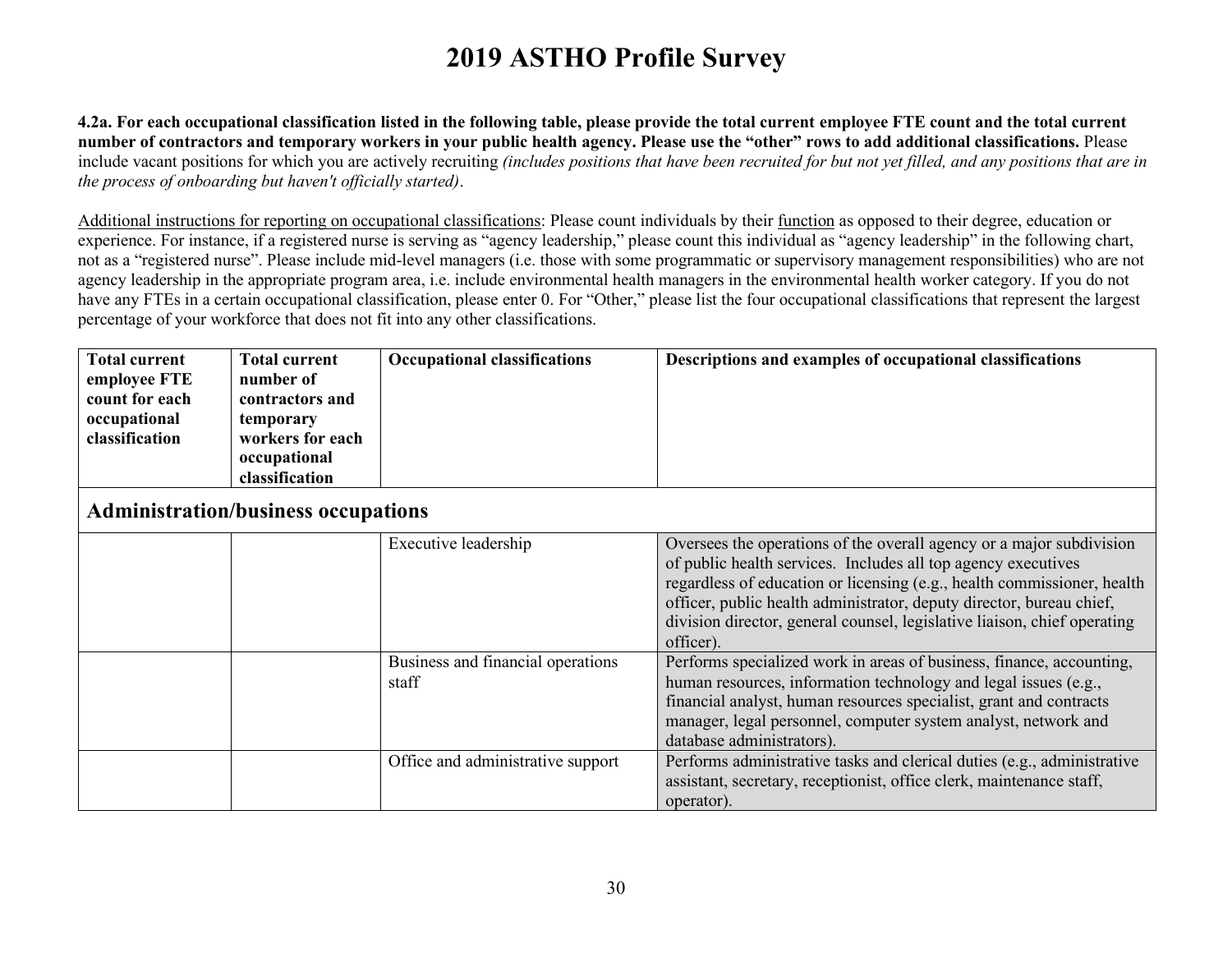# 2019 ASTHO Profile Survey

**4.2a. For each occupational classification listed in the following table, please provide the total current employee FTE count and the total current number of contractors and temporary workers in your public health agency. Please use the "other" rows to add additional classifications.** Please include vacant positions for which you are actively recruiting *(includes positions that have been recruited for but not yet filled, and any positions that are in the process of onboarding but haven't officially started)*.

Additional instructions for reporting on occupational classifications: Please count individuals by their function as opposed to their degree, education or experience. For instance, if a registered nurse is serving as "agency leadership," please count this individual as "agency leadership" in the following chart, not as a "registered nurse". Please include mid-level managers (i.e. those with some programmatic or supervisory management responsibilities) who are not agency leadership in the appropriate program area, i.e. include environmental health managers in the environmental health worker category. If you do not have any FTEs in a certain occupational classification, please enter 0. For "Other," please list the four occupational classifications that represent the largest percentage of your workforce that does not fit into any other classifications.

| Total current employee FTE count for each occupational classification | Total current number of contractors and temporary workers for each occupational classification | Occupational classifications | Descriptions and examples of occupational classifications |
|---|---|---|---|
| **Administration/business occupations** | | | |
| | | Executive leadership | Oversees the operations of the overall agency or a major subdivision of public health services. Includes all top agency executives regardless of education or licensing (e.g., health commissioner, health officer, public health administrator, deputy director, bureau chief, division director, general counsel, legislative liaison, chief operating officer). |
| | | Business and financial operations staff | Performs specialized work in areas of business, finance, accounting, human resources, information technology and legal issues (e.g., financial analyst, human resources specialist, grant and contracts manager, legal personnel, computer system analyst, network and database administrators). |
| | | Office and administrative support | Performs administrative tasks and clerical duties (e.g., administrative assistant, secretary, receptionist, office clerk, maintenance staff, operator). |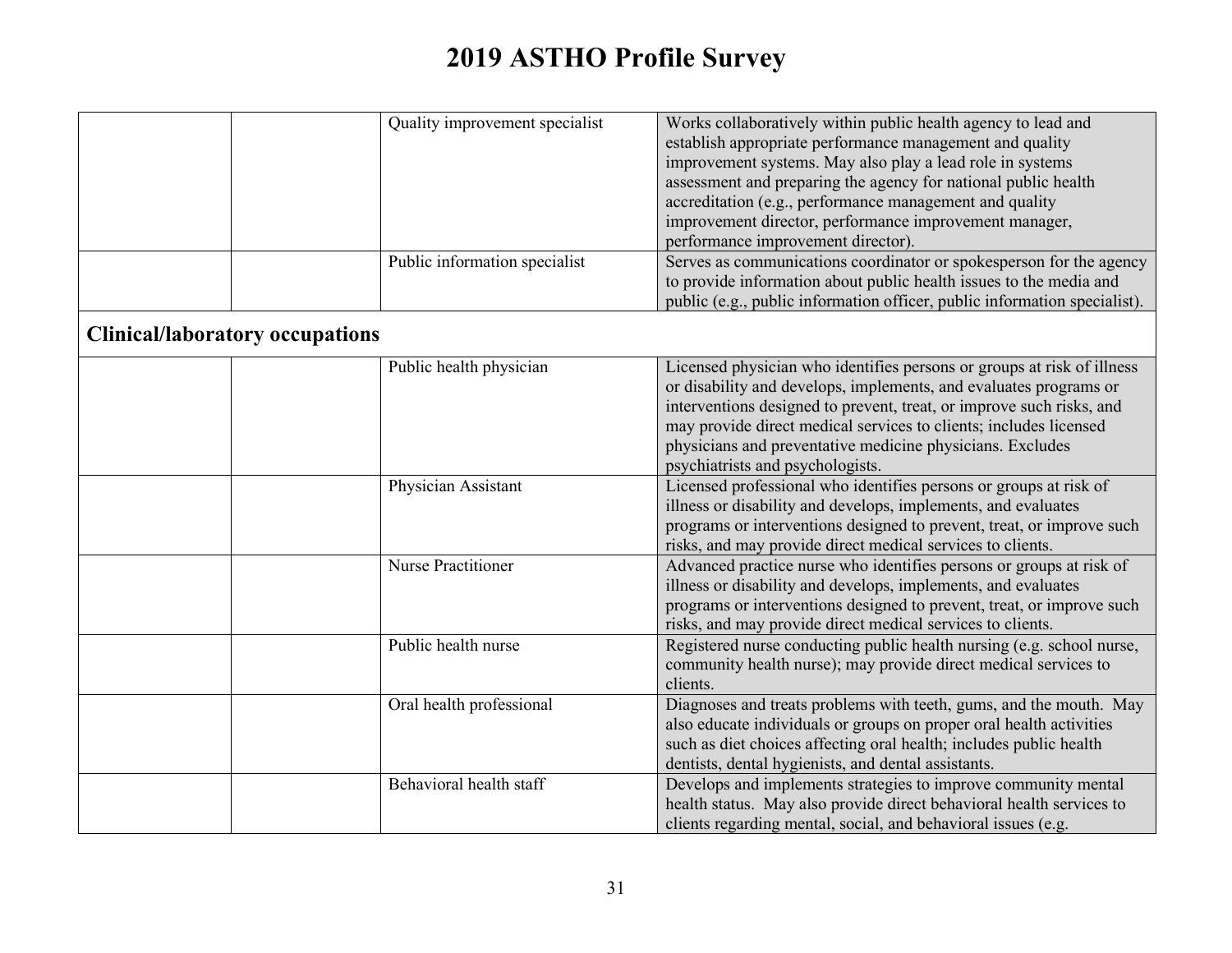# 2019 ASTHO Profile Survey

| | | | |
|---|---|---|---|
| | | Quality improvement specialist | Works collaboratively within public health agency to lead and establish appropriate performance management and quality improvement systems. May also play a lead role in systems assessment and preparing the agency for national public health accreditation (e.g., performance management and quality improvement director, performance improvement manager, performance improvement director). |
| | | Public information specialist | Serves as communications coordinator or spokesperson for the agency to provide information about public health issues to the media and public (e.g., public information officer, public information specialist). |
| **Clinical/laboratory occupations** | | | |
| | | Public health physician | Licensed physician who identifies persons or groups at risk of illness or disability and develops, implements, and evaluates programs or interventions designed to prevent, treat, or improve such risks, and may provide direct medical services to clients; includes licensed physicians and preventative medicine physicians. Excludes psychiatrists and psychologists. |
| | | Physician Assistant | Licensed professional who identifies persons or groups at risk of illness or disability and develops, implements, and evaluates programs or interventions designed to prevent, treat, or improve such risks, and may provide direct medical services to clients. |
| | | Nurse Practitioner | Advanced practice nurse who identifies persons or groups at risk of illness or disability and develops, implements, and evaluates programs or interventions designed to prevent, treat, or improve such risks, and may provide direct medical services to clients. |
| | | Public health nurse | Registered nurse conducting public health nursing (e.g. school nurse, community health nurse); may provide direct medical services to clients. |
| | | Oral health professional | Diagnoses and treats problems with teeth, gums, and the mouth. May also educate individuals or groups on proper oral health activities such as diet choices affecting oral health; includes public health dentists, dental hygienists, and dental assistants. |
| | | Behavioral health staff | Develops and implements strategies to improve community mental health status. May also provide direct behavioral health services to clients regarding mental, social, and behavioral issues (e.g. |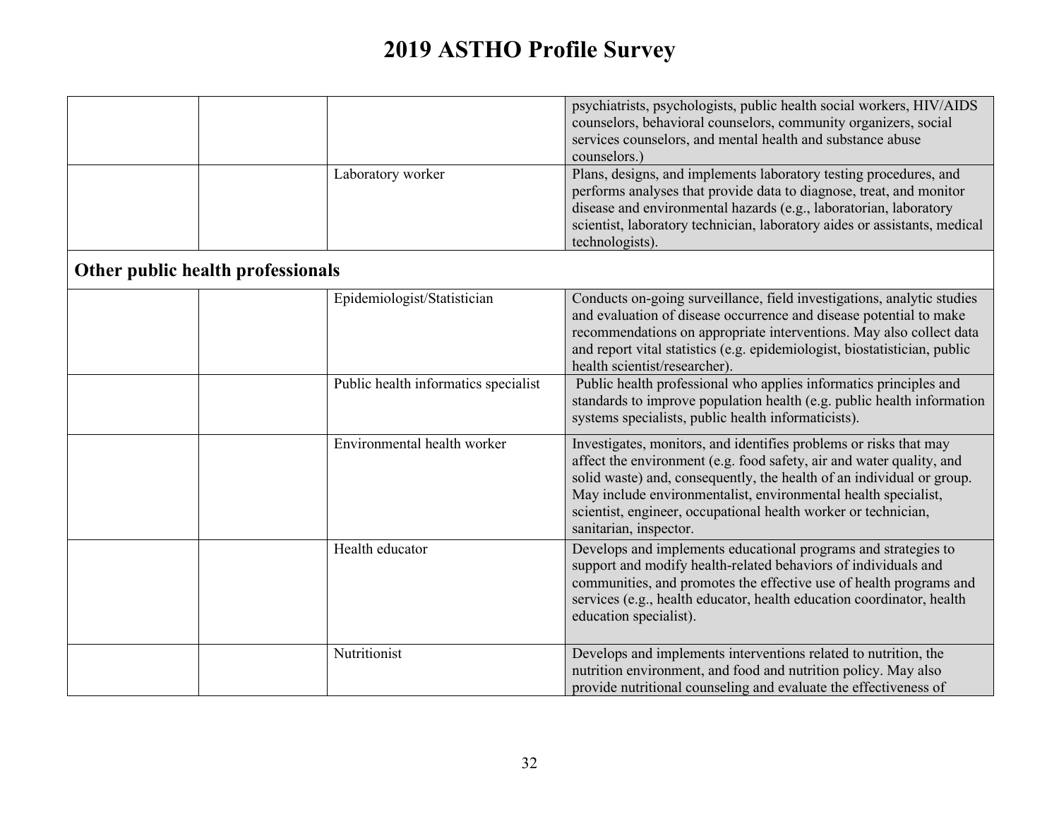# 2019 ASTHO Profile Survey

| | | | |
|---|---|---|---|
| | | | psychiatrists, psychologists, public health social workers, HIV/AIDS counselors, behavioral counselors, community organizers, social services counselors, and mental health and substance abuse counselors.) |
| | | Laboratory worker | Plans, designs, and implements laboratory testing procedures, and performs analyses that provide data to diagnose, treat, and monitor disease and environmental hazards (e.g., laboratorian, laboratory scientist, laboratory technician, laboratory aides or assistants, medical technologists). |
| **Other public health professionals** | | | |
| | | Epidemiologist/Statistician | Conducts on-going surveillance, field investigations, analytic studies and evaluation of disease occurrence and disease potential to make recommendations on appropriate interventions. May also collect data and report vital statistics (e.g. epidemiologist, biostatistician, public health scientist/researcher). |
| | | Public health informatics specialist | Public health professional who applies informatics principles and standards to improve population health (e.g. public health information systems specialists, public health informaticists). |
| | | Environmental health worker | Investigates, monitors, and identifies problems or risks that may affect the environment (e.g. food safety, air and water quality, and solid waste) and, consequently, the health of an individual or group. May include environmentalist, environmental health specialist, scientist, engineer, occupational health worker or technician, sanitarian, inspector. |
| | | Health educator | Develops and implements educational programs and strategies to support and modify health-related behaviors of individuals and communities, and promotes the effective use of health programs and services (e.g., health educator, health education coordinator, health education specialist). |
| | | Nutritionist | Develops and implements interventions related to nutrition, the nutrition environment, and food and nutrition policy. May also provide nutritional counseling and evaluate the effectiveness of |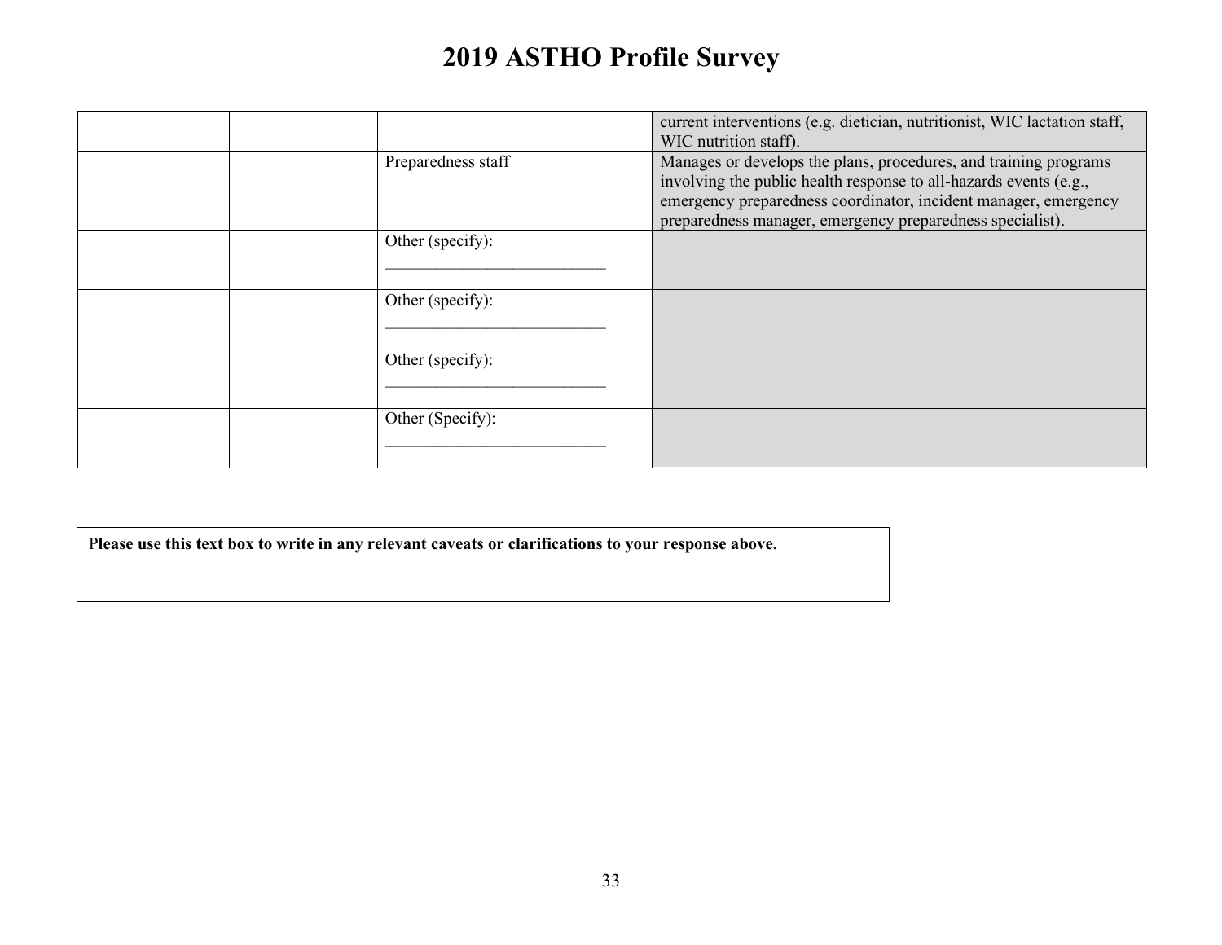| | | | |
|---|---|---|---|
| | | | current interventions (e.g. dietician, nutritionist, WIC lactation staff, WIC nutrition staff). |
| | | Preparedness staff | Manages or develops the plans, procedures, and training programs involving the public health response to all-hazards events (e.g., emergency preparedness coordinator, incident manager, emergency preparedness manager, emergency preparedness specialist). |
| | | Other (specify): ___________________________ | |
| | | Other (specify): ___________________________ | |
| | | Other (specify): ___________________________ | |
| | | Other (Specify): ___________________________ | |

**Please use this text box to write in any relevant caveats or clarifications to your response above.**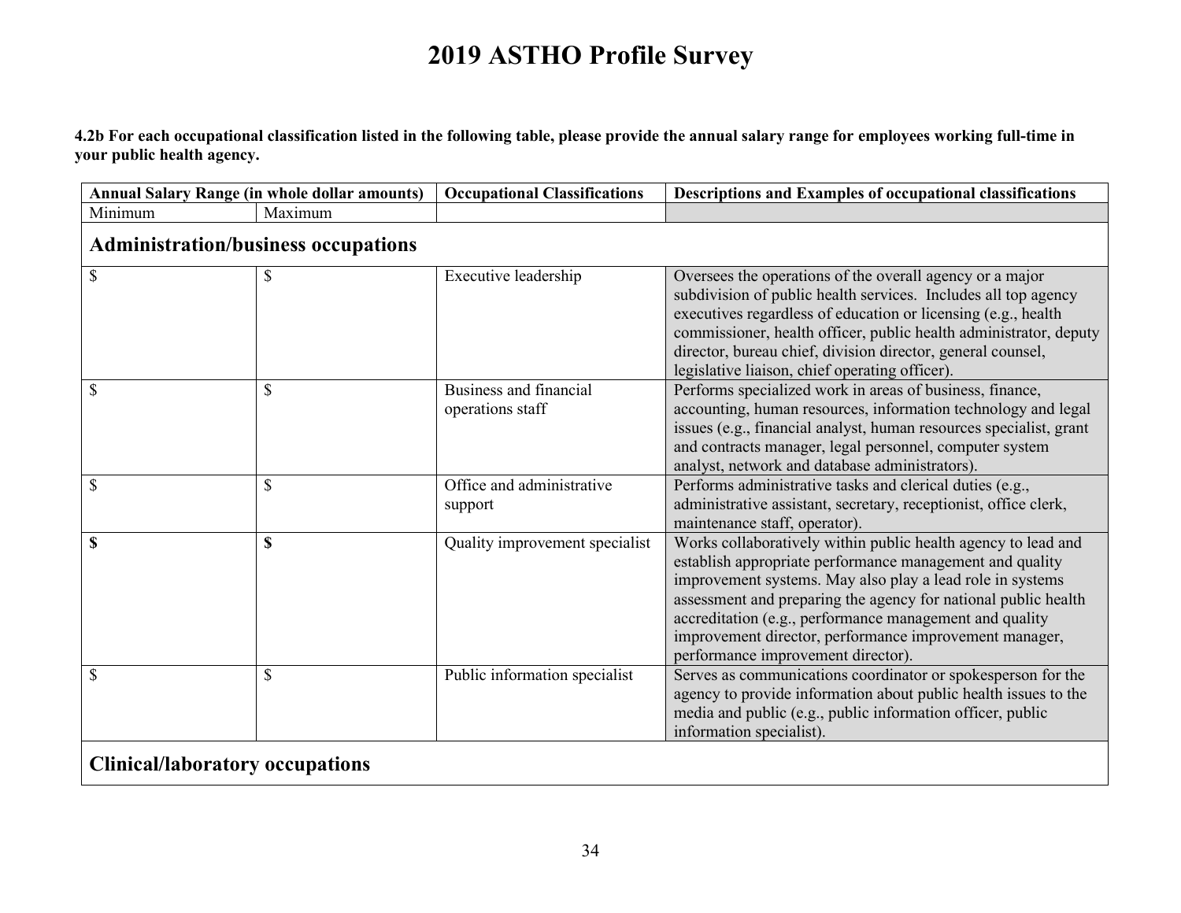# 2019 ASTHO Profile Survey

**4.2b For each occupational classification listed in the following table, please provide the annual salary range for employees working full-time in your public health agency.**

| Annual Salary Range (in whole dollar amounts) | | Occupational Classifications | Descriptions and Examples of occupational classifications |
|---|---|---|---|
| Minimum | Maximum | | |
| **Administration/business occupations** | | | |
| $ | $ | Executive leadership | Oversees the operations of the overall agency or a major subdivision of public health services. Includes all top agency executives regardless of education or licensing (e.g., health commissioner, health officer, public health administrator, deputy director, bureau chief, division director, general counsel, legislative liaison, chief operating officer). |
| $ | $ | Business and financial operations staff | Performs specialized work in areas of business, finance, accounting, human resources, information technology and legal issues (e.g., financial analyst, human resources specialist, grant and contracts manager, legal personnel, computer system analyst, network and database administrators). |
| $ | $ | Office and administrative support | Performs administrative tasks and clerical duties (e.g., administrative assistant, secretary, receptionist, office clerk, maintenance staff, operator). |
| **$** | **$** | Quality improvement specialist | Works collaboratively within public health agency to lead and establish appropriate performance management and quality improvement systems. May also play a lead role in systems assessment and preparing the agency for national public health accreditation (e.g., performance management and quality improvement director, performance improvement manager, performance improvement director). |
| $ | $ | Public information specialist | Serves as communications coordinator or spokesperson for the agency to provide information about public health issues to the media and public (e.g., public information officer, public information specialist). |
| **Clinical/laboratory occupations** | | | |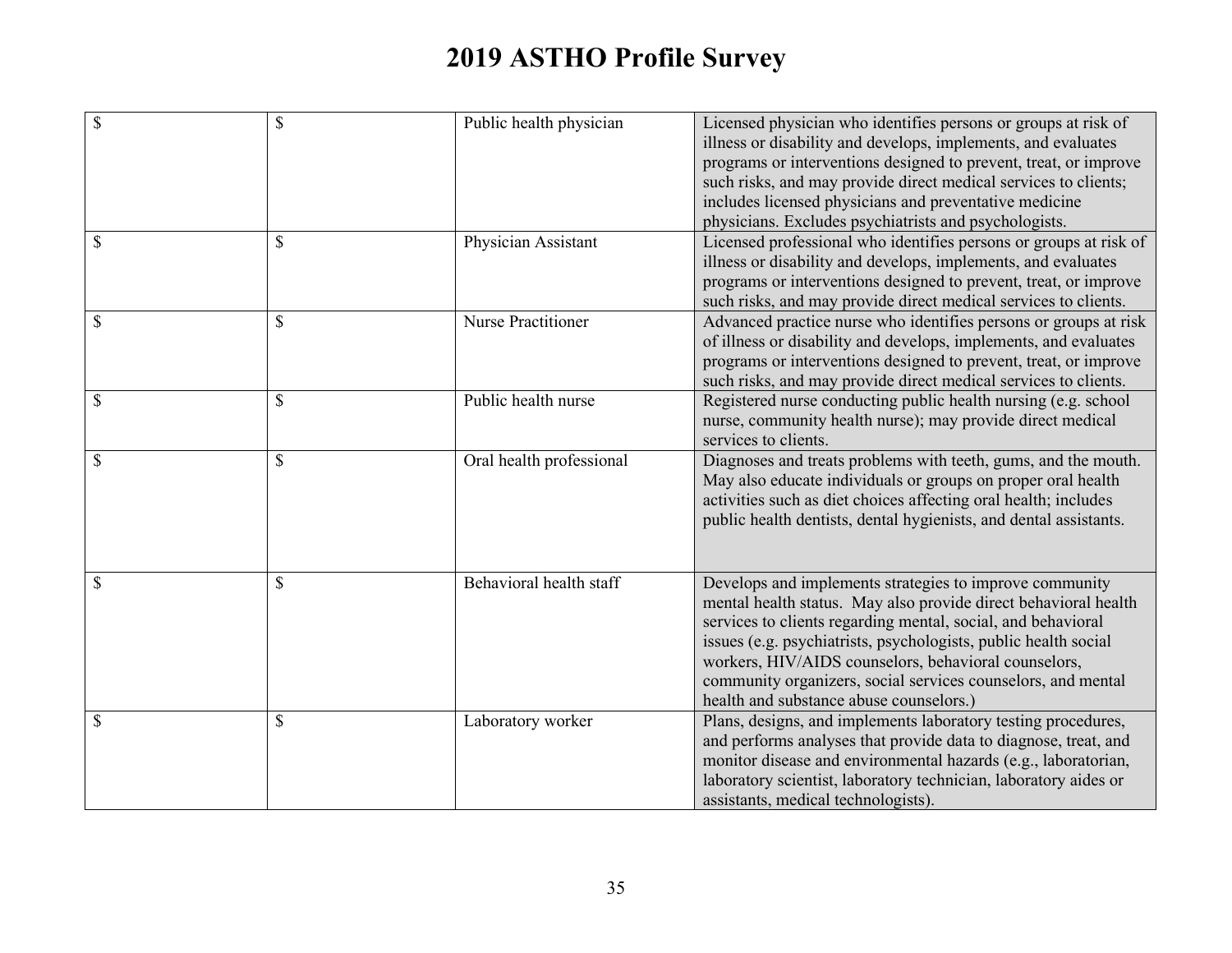# 2019 ASTHO Profile Survey

| | | | |
|---|---|---|---|
| $ | $ | Public health physician | Licensed physician who identifies persons or groups at risk of illness or disability and develops, implements, and evaluates programs or interventions designed to prevent, treat, or improve such risks, and may provide direct medical services to clients; includes licensed physicians and preventative medicine physicians. Excludes psychiatrists and psychologists. |
| $ | $ | Physician Assistant | Licensed professional who identifies persons or groups at risk of illness or disability and develops, implements, and evaluates programs or interventions designed to prevent, treat, or improve such risks, and may provide direct medical services to clients. |
| $ | $ | Nurse Practitioner | Advanced practice nurse who identifies persons or groups at risk of illness or disability and develops, implements, and evaluates programs or interventions designed to prevent, treat, or improve such risks, and may provide direct medical services to clients. |
| $ | $ | Public health nurse | Registered nurse conducting public health nursing (e.g. school nurse, community health nurse); may provide direct medical services to clients. |
| $ | $ | Oral health professional | Diagnoses and treats problems with teeth, gums, and the mouth. May also educate individuals or groups on proper oral health activities such as diet choices affecting oral health; includes public health dentists, dental hygienists, and dental assistants. |
| $ | $ | Behavioral health staff | Develops and implements strategies to improve community mental health status. May also provide direct behavioral health services to clients regarding mental, social, and behavioral issues (e.g. psychiatrists, psychologists, public health social workers, HIV/AIDS counselors, behavioral counselors, community organizers, social services counselors, and mental health and substance abuse counselors.) |
| $ | $ | Laboratory worker | Plans, designs, and implements laboratory testing procedures, and performs analyses that provide data to diagnose, treat, and monitor disease and environmental hazards (e.g., laboratorian, laboratory scientist, laboratory technician, laboratory aides or assistants, medical technologists). |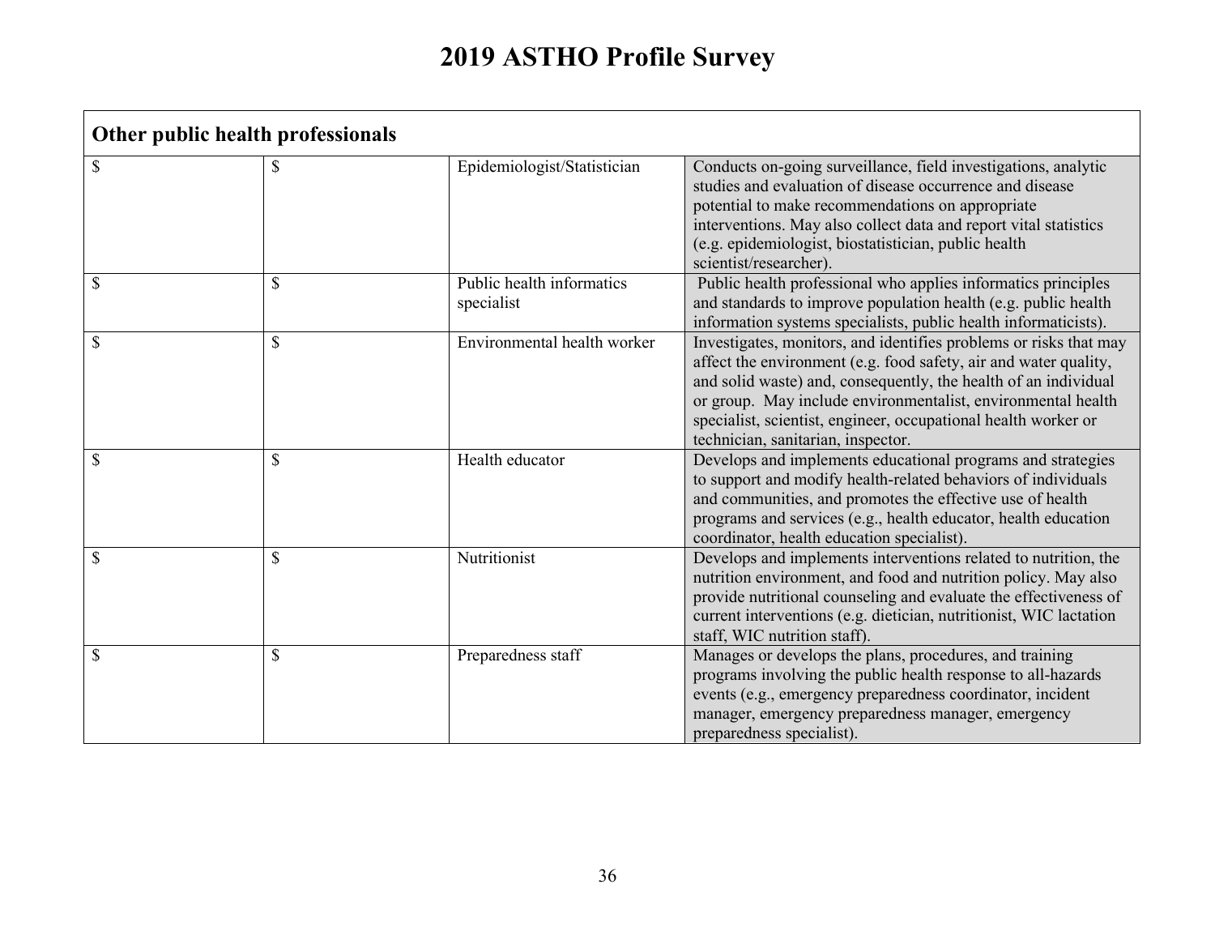# 2019 ASTHO Profile Survey

| Other public health professionals | | | |
|---|---|---|---|
| $ | $ | Epidemiologist/Statistician | Conducts on-going surveillance, field investigations, analytic studies and evaluation of disease occurrence and disease potential to make recommendations on appropriate interventions. May also collect data and report vital statistics (e.g. epidemiologist, biostatistician, public health scientist/researcher). |
| $ | $ | Public health informatics specialist | Public health professional who applies informatics principles and standards to improve population health (e.g. public health information systems specialists, public health informaticists). |
| $ | $ | Environmental health worker | Investigates, monitors, and identifies problems or risks that may affect the environment (e.g. food safety, air and water quality, and solid waste) and, consequently, the health of an individual or group. May include environmentalist, environmental health specialist, scientist, engineer, occupational health worker or technician, sanitarian, inspector. |
| $ | $ | Health educator | Develops and implements educational programs and strategies to support and modify health-related behaviors of individuals and communities, and promotes the effective use of health programs and services (e.g., health educator, health education coordinator, health education specialist). |
| $ | $ | Nutritionist | Develops and implements interventions related to nutrition, the nutrition environment, and food and nutrition policy. May also provide nutritional counseling and evaluate the effectiveness of current interventions (e.g. dietician, nutritionist, WIC lactation staff, WIC nutrition staff). |
| $ | $ | Preparedness staff | Manages or develops the plans, procedures, and training programs involving the public health response to all-hazards events (e.g., emergency preparedness coordinator, incident manager, emergency preparedness manager, emergency preparedness specialist). |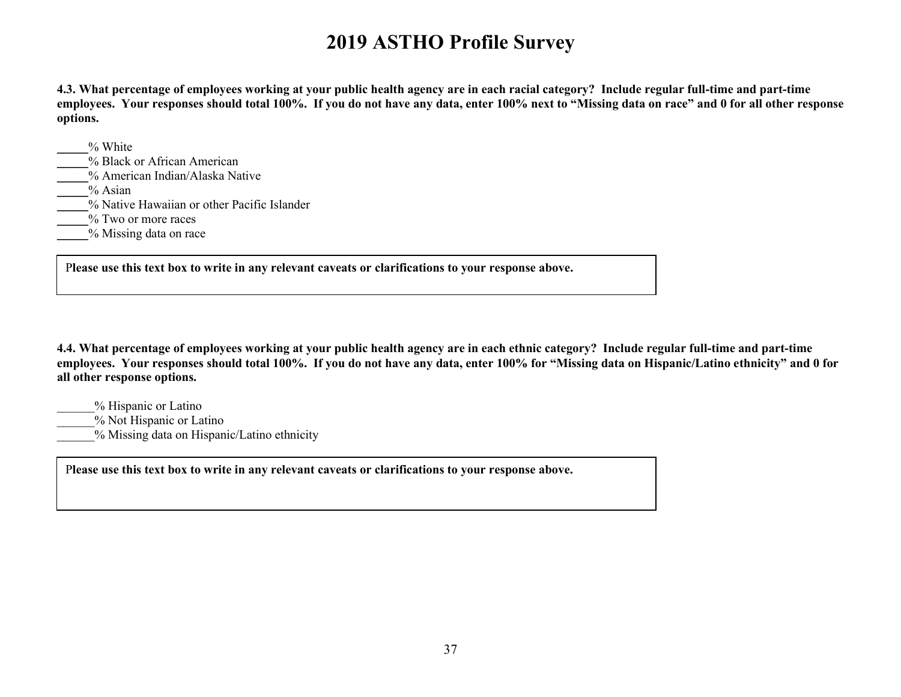# 2019 ASTHO Profile Survey

**4.3. What percentage of employees working at your public health agency are in each racial category? Include regular full-time and part-time employees. Your responses should total 100%. If you do not have any data, enter 100% next to "Missing data on race" and 0 for all other response options.**

_____% White
_____% Black or African American
_____% American Indian/Alaska Native
_____% Asian
_____% Native Hawaiian or other Pacific Islander
_____% Two or more races
_____% Missing data on race

| **Please use this text box to write in any relevant caveats or clarifications to your response above.** |
|---|

**4.4. What percentage of employees working at your public health agency are in each ethnic category? Include regular full-time and part-time employees. Your responses should total 100%. If you do not have any data, enter 100% for "Missing data on Hispanic/Latino ethnicity" and 0 for all other response options.**

______% Hispanic or Latino
______% Not Hispanic or Latino
______% Missing data on Hispanic/Latino ethnicity

| **Please use this text box to write in any relevant caveats or clarifications to your response above.** |
|---|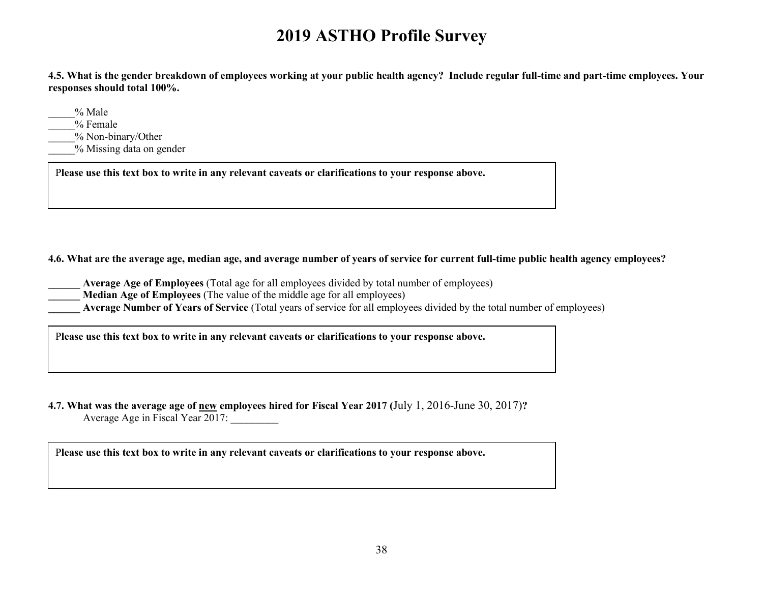# 2019 ASTHO Profile Survey

**4.5. What is the gender breakdown of employees working at your public health agency? Include regular full-time and part-time employees. Your responses should total 100%.**

_____% Male
_____% Female
_____% Non-binary/Other
_____% Missing data on gender

**Please use this text box to write in any relevant caveats or clarifications to your response above.**

**4.6. What are the average age, median age, and average number of years of service for current full-time public health agency employees?**

**______ Average Age of Employees** (Total age for all employees divided by total number of employees)
**______ Median Age of Employees** (The value of the middle age for all employees)
**______ Average Number of Years of Service** (Total years of service for all employees divided by the total number of employees)

**Please use this text box to write in any relevant caveats or clarifications to your response above.**

**4.7. What was the average age of new employees hired for Fiscal Year 2017 (**July 1, 2016-June 30, 2017)**?**
Average Age in Fiscal Year 2017: _________

**Please use this text box to write in any relevant caveats or clarifications to your response above.**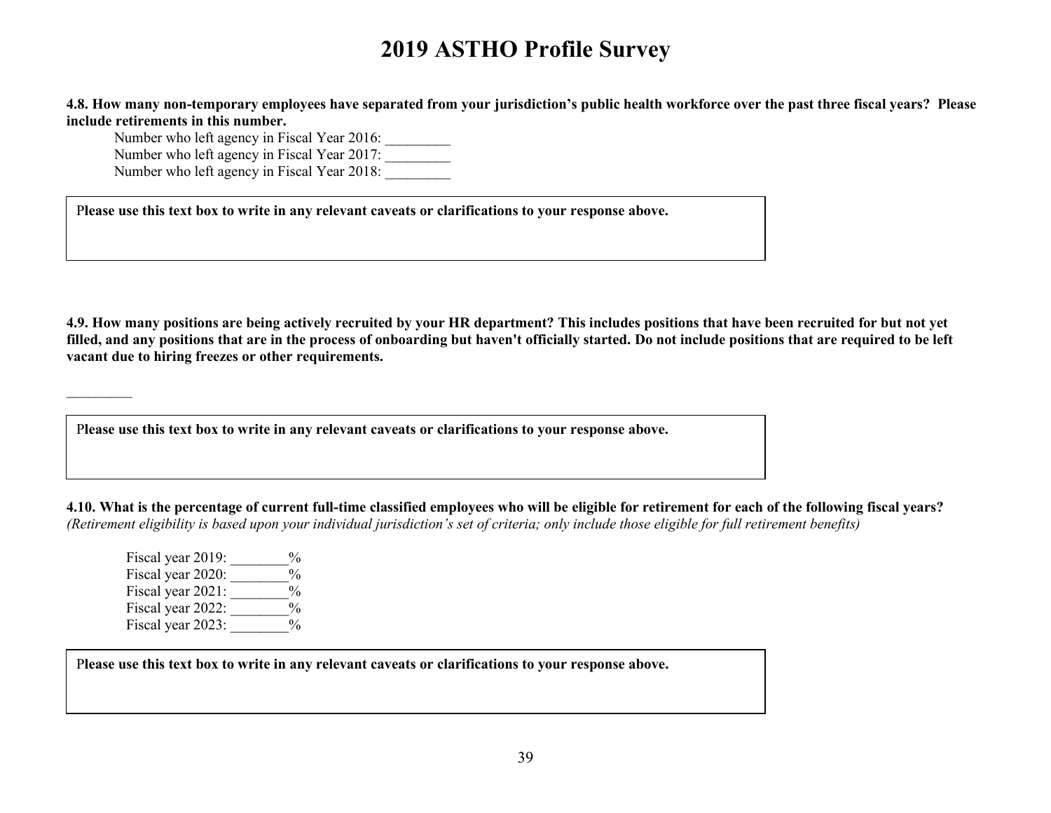# 2019 ASTHO Profile Survey

**4.8. How many non-temporary employees have separated from your jurisdiction's public health workforce over the past three fiscal years? Please include retirements in this number.**

Number who left agency in Fiscal Year 2016: _________
Number who left agency in Fiscal Year 2017: _________
Number who left agency in Fiscal Year 2018: _________

| Please use this text box to write in any relevant caveats or clarifications to your response above. |
|---|
| |

**4.9. How many positions are being actively recruited by your HR department? This includes positions that have been recruited for but not yet filled, and any positions that are in the process of onboarding but haven't officially started. Do not include positions that are required to be left vacant due to hiring freezes or other requirements.**

_________

| Please use this text box to write in any relevant caveats or clarifications to your response above. |
|---|
| |

**4.10. What is the percentage of current full-time classified employees who will be eligible for retirement for each of the following fiscal years?** *(Retirement eligibility is based upon your individual jurisdiction's set of criteria; only include those eligible for full retirement benefits)*

Fiscal year 2019: ________%
Fiscal year 2020: ________%
Fiscal year 2021: ________%
Fiscal year 2022: ________%
Fiscal year 2023: ________%

| Please use this text box to write in any relevant caveats or clarifications to your response above. |
|---|
| |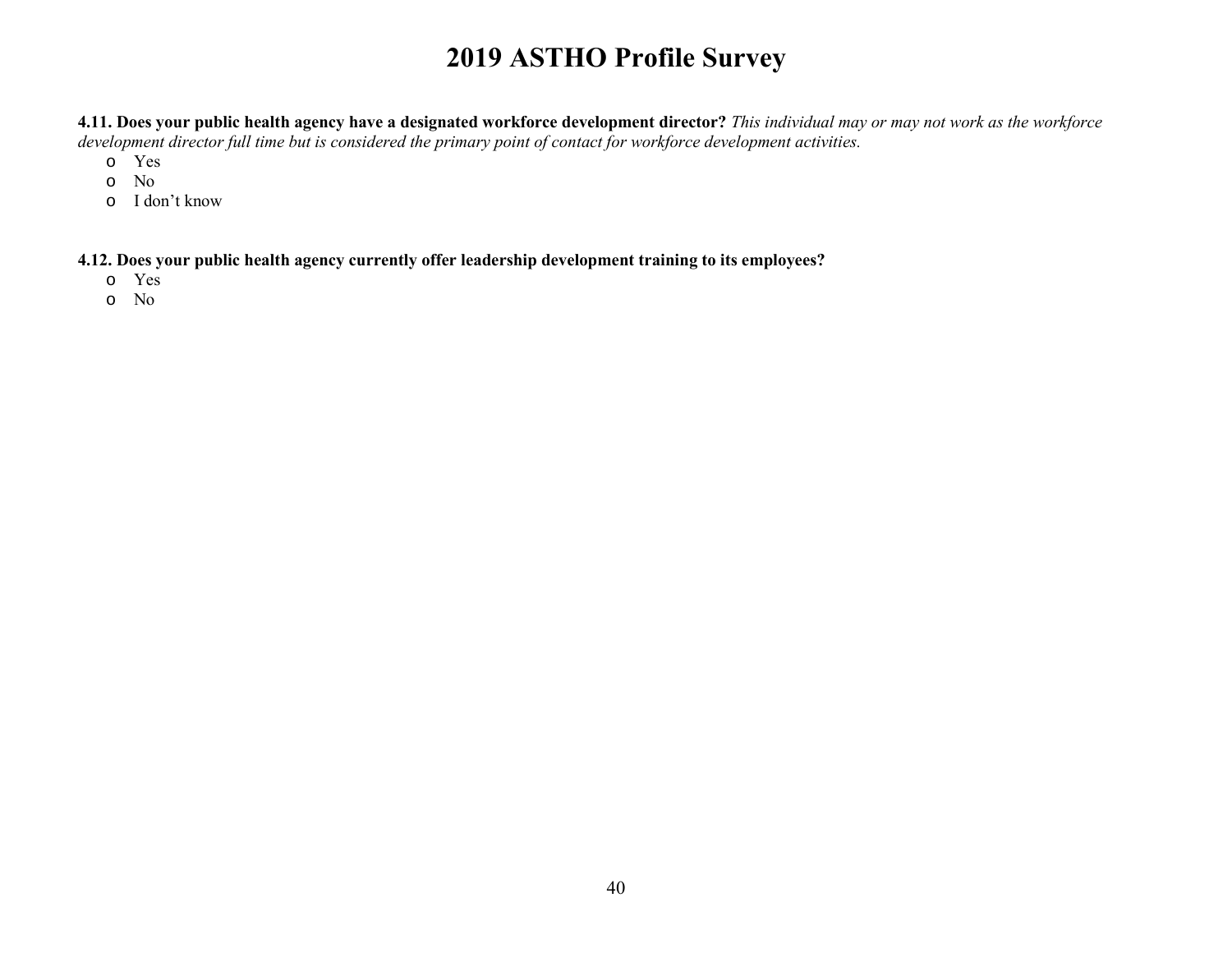**4.11. Does your public health agency have a designated workforce development director?** *This individual may or may not work as the workforce development director full time but is considered the primary point of contact for workforce development activities.*

- Yes
- No
- I don't know

**4.12. Does your public health agency currently offer leadership development training to its employees?**

- Yes
- No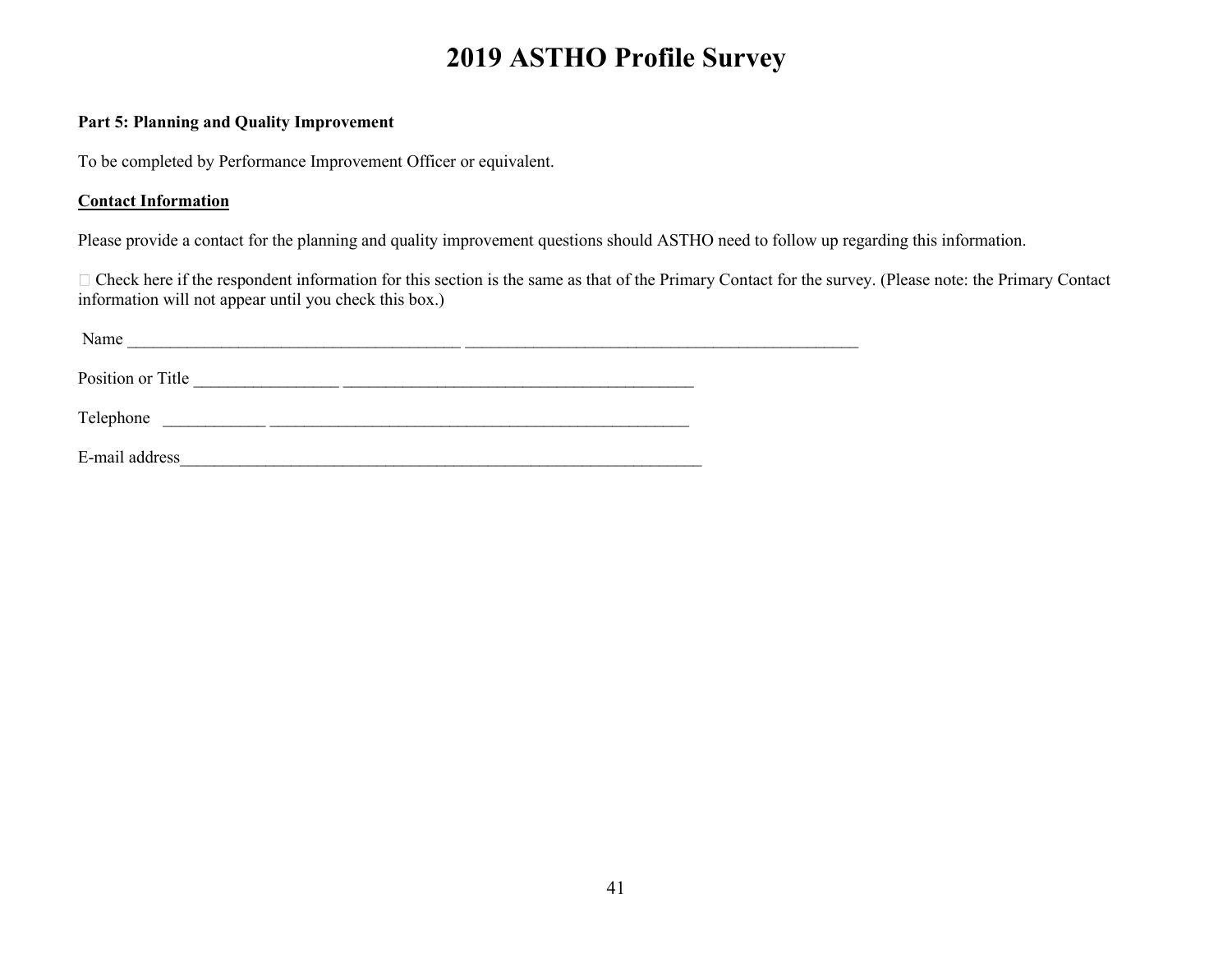# 2019 ASTHO Profile Survey

**Part 5: Planning and Quality Improvement**

To be completed by Performance Improvement Officer or equivalent.

**<u>Contact Information</u>**

Please provide a contact for the planning and quality improvement questions should ASTHO need to follow up regarding this information.

☐ Check here if the respondent information for this section is the same as that of the Primary Contact for the survey. (Please note: the Primary Contact information will not appear until you check this box.)

Name ________________________________________ ______________________________________________

Position or Title ________________ __________________________________________

Telephone ____________ __________________________________________________

E-mail address_______________________________________________________________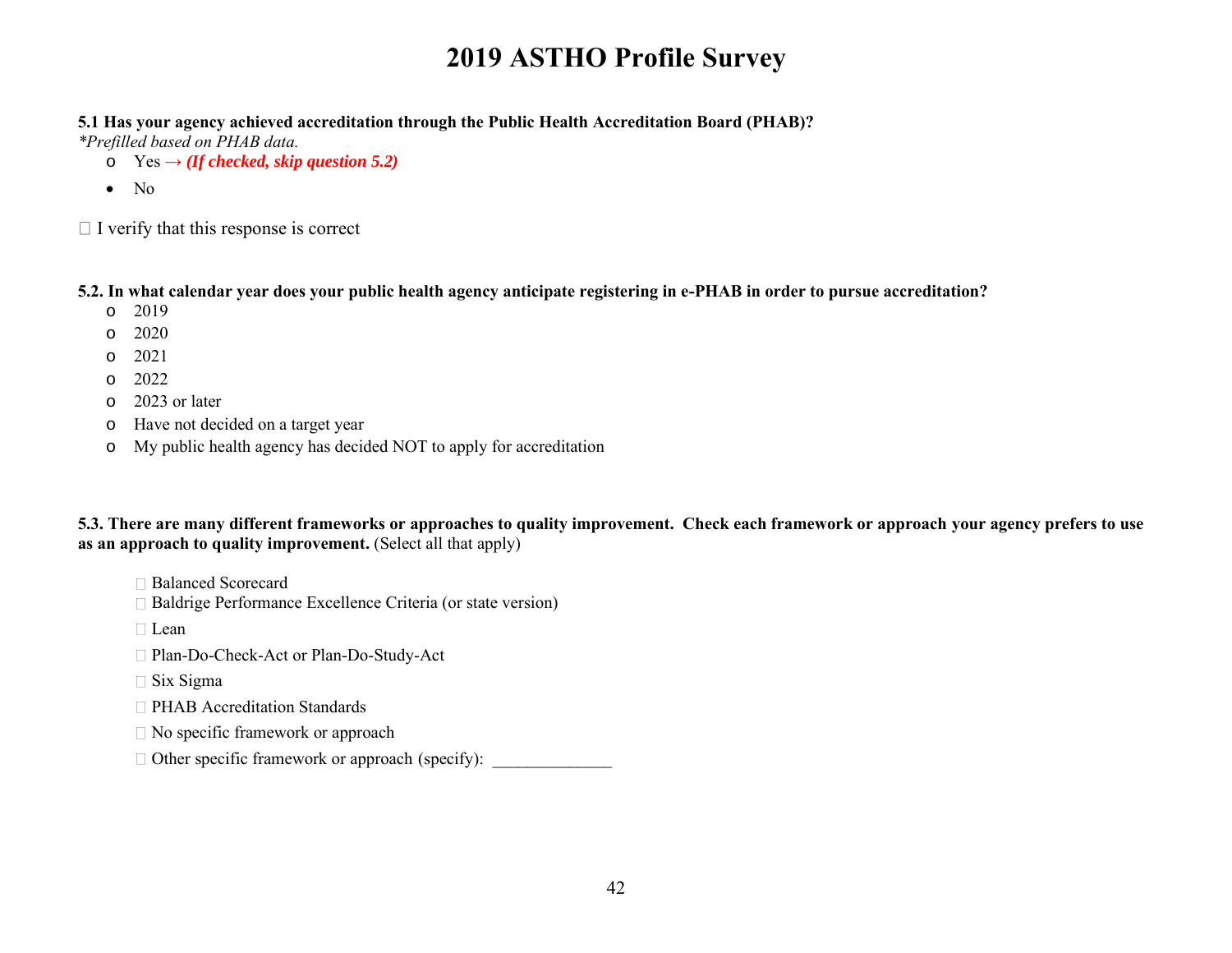# 2019 ASTHO Profile Survey

**5.1 Has your agency achieved accreditation through the Public Health Accreditation Board (PHAB)?**
*\*Prefilled based on PHAB data.*

- o Yes → ***(If checked, skip question 5.2)***
- • No

☐ I verify that this response is correct

**5.2. In what calendar year does your public health agency anticipate registering in e-PHAB in order to pursue accreditation?**

- o 2019
- o 2020
- o 2021
- o 2022
- o 2023 or later
- o Have not decided on a target year
- o My public health agency has decided NOT to apply for accreditation

**5.3. There are many different frameworks or approaches to quality improvement. Check each framework or approach your agency prefers to use as an approach to quality improvement.** (Select all that apply)

- ☐ Balanced Scorecard
- ☐ Baldrige Performance Excellence Criteria (or state version)
- ☐ Lean
- ☐ Plan-Do-Check-Act or Plan-Do-Study-Act
- ☐ Six Sigma
- ☐ PHAB Accreditation Standards
- ☐ No specific framework or approach
- ☐ Other specific framework or approach (specify): ______________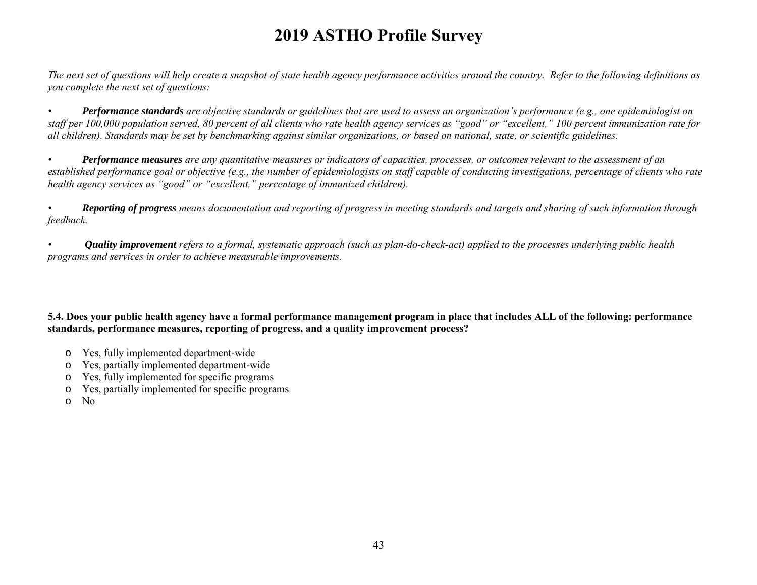# 2019 ASTHO Profile Survey

*The next set of questions will help create a snapshot of state health agency performance activities around the country. Refer to the following definitions as you complete the next set of questions:*

- ***Performance standards*** *are objective standards or guidelines that are used to assess an organization's performance (e.g., one epidemiologist on staff per 100,000 population served, 80 percent of all clients who rate health agency services as "good" or "excellent," 100 percent immunization rate for all children). Standards may be set by benchmarking against similar organizations, or based on national, state, or scientific guidelines.*

- ***Performance measures*** *are any quantitative measures or indicators of capacities, processes, or outcomes relevant to the assessment of an established performance goal or objective (e.g., the number of epidemiologists on staff capable of conducting investigations, percentage of clients who rate health agency services as "good" or "excellent," percentage of immunized children).*

- ***Reporting of progress*** *means documentation and reporting of progress in meeting standards and targets and sharing of such information through feedback.*

- ***Quality improvement*** *refers to a formal, systematic approach (such as plan-do-check-act) applied to the processes underlying public health programs and services in order to achieve measurable improvements.*

**5.4. Does your public health agency have a formal performance management program in place that includes ALL of the following: performance standards, performance measures, reporting of progress, and a quality improvement process?**

- Yes, fully implemented department-wide
- Yes, partially implemented department-wide
- Yes, fully implemented for specific programs
- Yes, partially implemented for specific programs
- No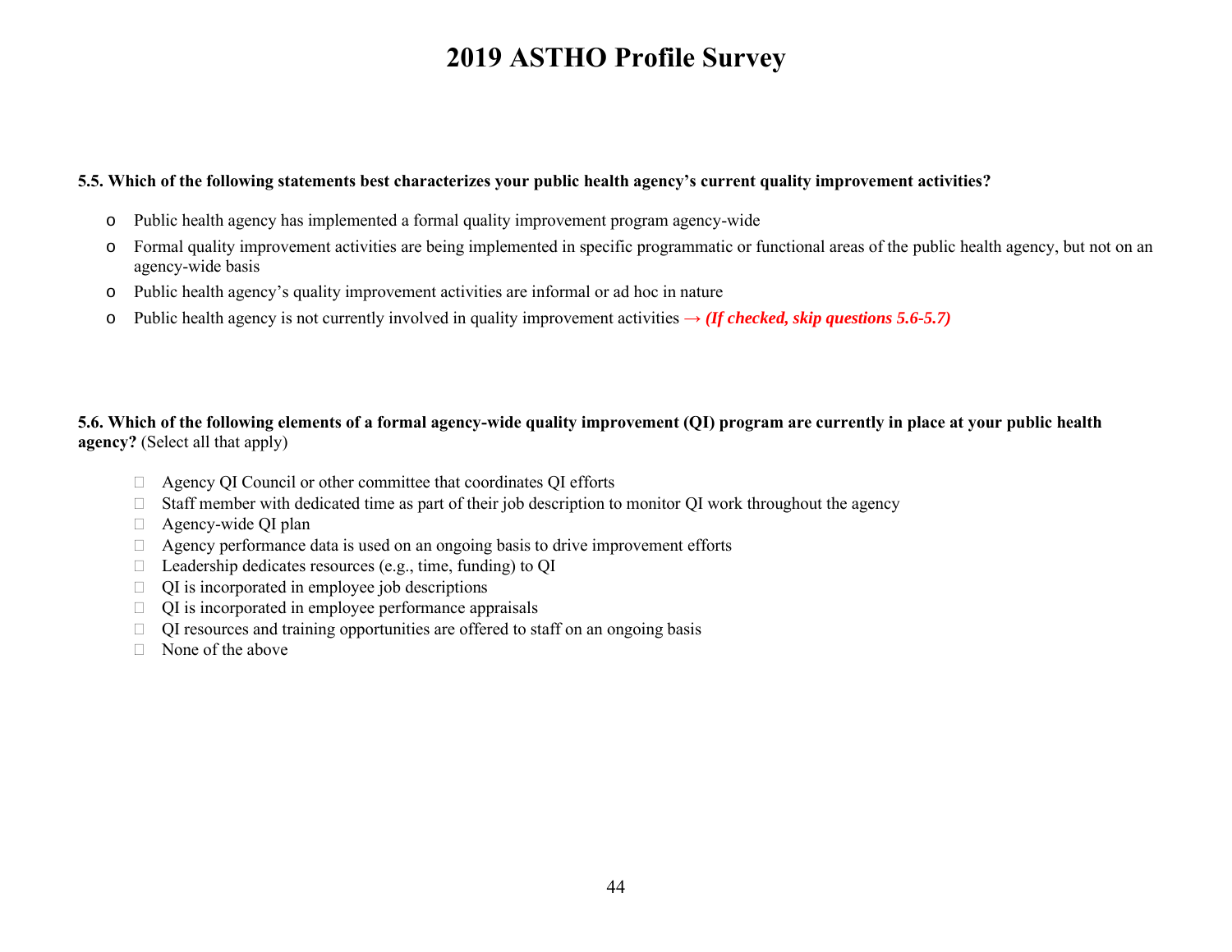# 2019 ASTHO Profile Survey

**5.5. Which of the following statements best characterizes your public health agency's current quality improvement activities?**

- Public health agency has implemented a formal quality improvement program agency-wide
- Formal quality improvement activities are being implemented in specific programmatic or functional areas of the public health agency, but not on an agency-wide basis
- Public health agency's quality improvement activities are informal or ad hoc in nature
- Public health agency is not currently involved in quality improvement activities **→ *(If checked, skip questions 5.6-5.7)***

**5.6. Which of the following elements of a formal agency-wide quality improvement (QI) program are currently in place at your public health agency?** (Select all that apply)

- ☐ Agency QI Council or other committee that coordinates QI efforts
- ☐ Staff member with dedicated time as part of their job description to monitor QI work throughout the agency
- ☐ Agency-wide QI plan
- ☐ Agency performance data is used on an ongoing basis to drive improvement efforts
- ☐ Leadership dedicates resources (e.g., time, funding) to QI
- ☐ QI is incorporated in employee job descriptions
- ☐ QI is incorporated in employee performance appraisals
- ☐ QI resources and training opportunities are offered to staff on an ongoing basis
- ☐ None of the above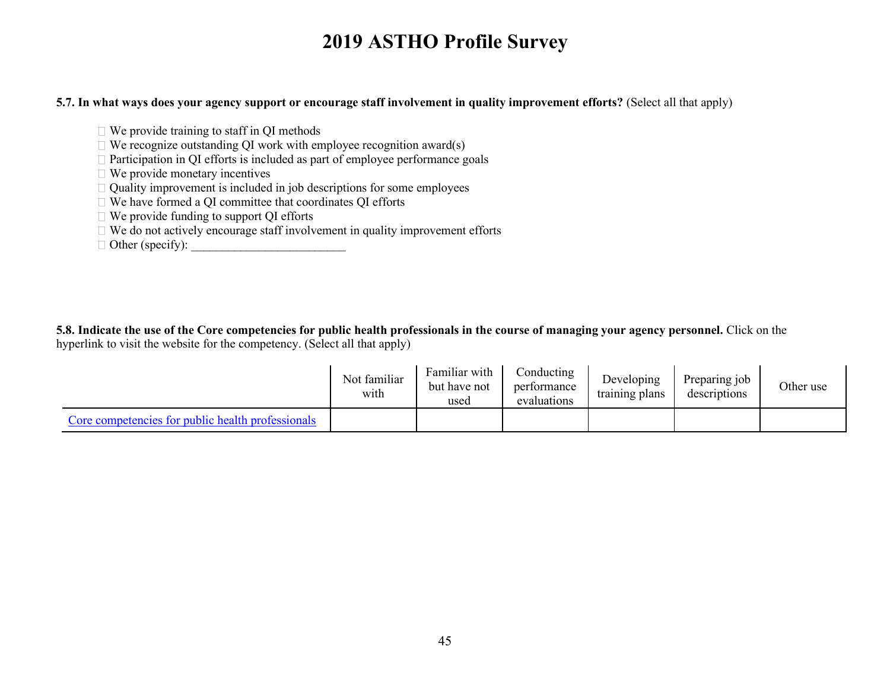# 2019 ASTHO Profile Survey

**5.7. In what ways does your agency support or encourage staff involvement in quality improvement efforts?** (Select all that apply)

- ☐ We provide training to staff in QI methods
- ☐ We recognize outstanding QI work with employee recognition award(s)
- ☐ Participation in QI efforts is included as part of employee performance goals
- ☐ We provide monetary incentives
- ☐ Quality improvement is included in job descriptions for some employees
- ☐ We have formed a QI committee that coordinates QI efforts
- ☐ We provide funding to support QI efforts
- ☐ We do not actively encourage staff involvement in quality improvement efforts
- ☐ Other (specify): ________________________

**5.8. Indicate the use of the Core competencies for public health professionals in the course of managing your agency personnel.** Click on the hyperlink to visit the website for the competency. (Select all that apply)

| | Not familiar with | Familiar with but have not used | Conducting performance evaluations | Developing training plans | Preparing job descriptions | Other use |
|---|---|---|---|---|---|---|
| Core competencies for public health professionals | | | | | | |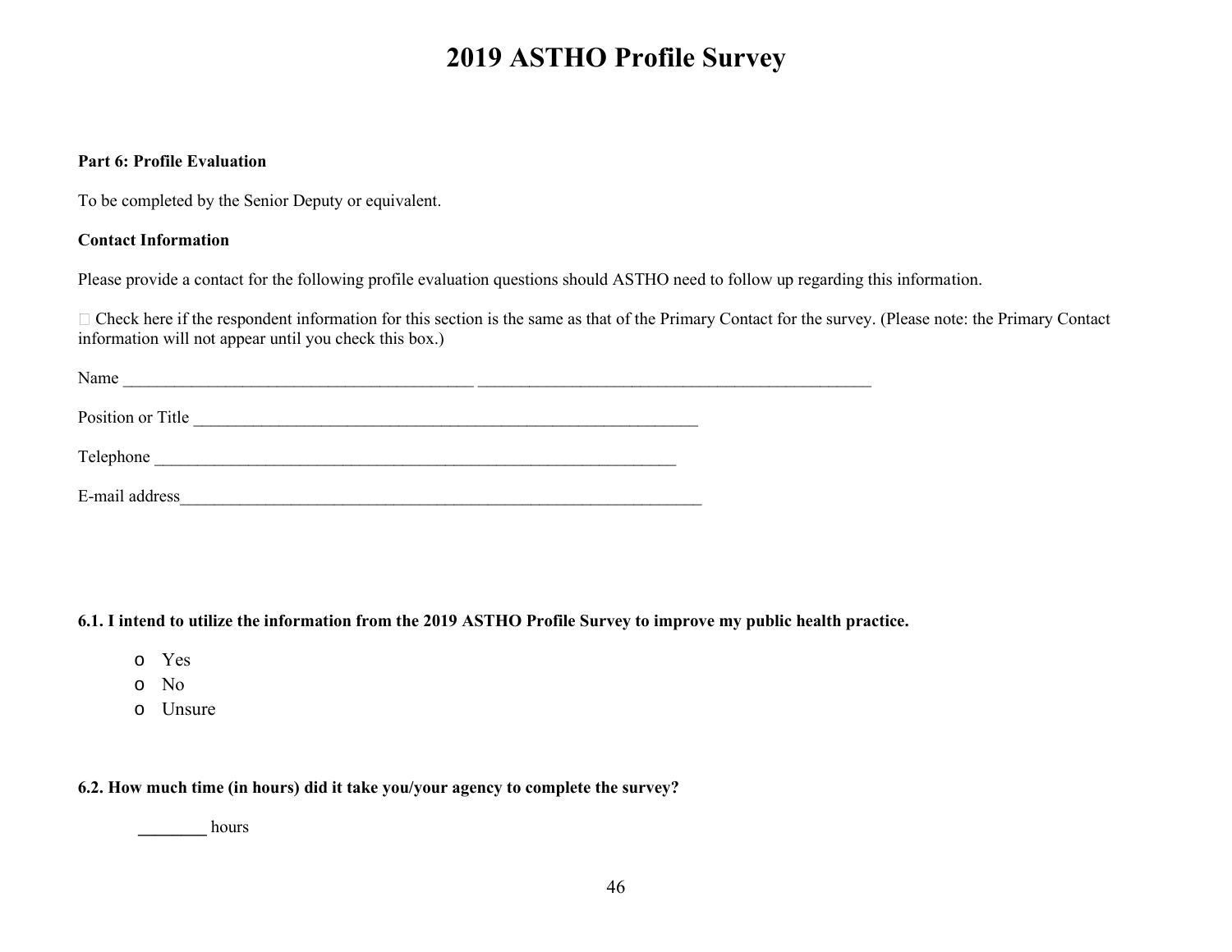# 2019 ASTHO Profile Survey

**Part 6: Profile Evaluation**

To be completed by the Senior Deputy or equivalent.

**Contact Information**

Please provide a contact for the following profile evaluation questions should ASTHO need to follow up regarding this information.

☐ Check here if the respondent information for this section is the same as that of the Primary Contact for the survey. (Please note: the Primary Contact information will not appear until you check this box.)

Name __________________________________________ ________________________________________________

Position or Title _______________________________________________________________

Telephone _________________________________________________________________

E-mail address_________________________________________________________________

**6.1. I intend to utilize the information from the 2019 ASTHO Profile Survey to improve my public health practice.**

- o Yes
- o No
- o Unsure

**6.2. How much time (in hours) did it take you/your agency to complete the survey?**

________ hours